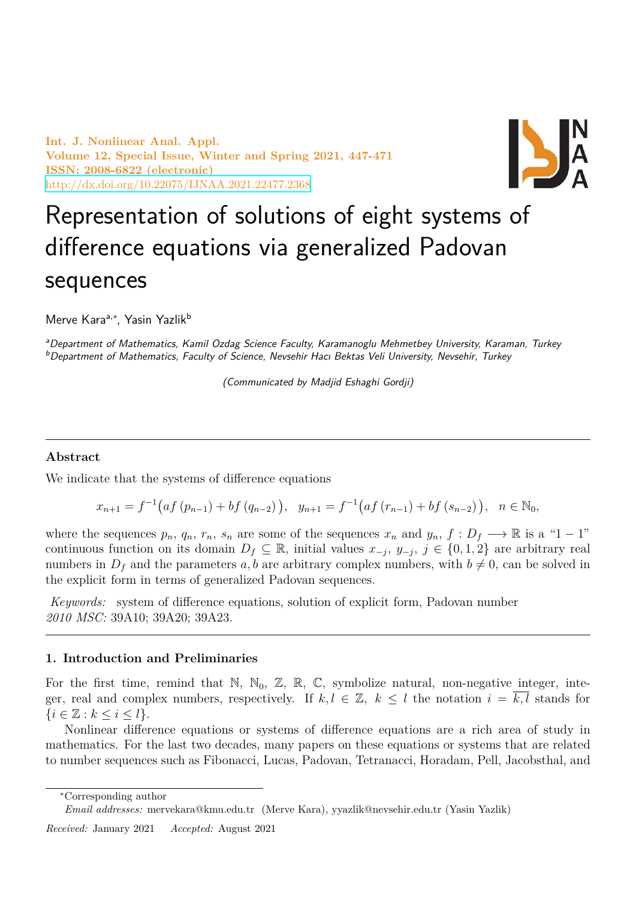Int. J. Nonlinear Anal. Appl.
Volume 12, Special Issue, Winter and Spring 2021, 447-471
ISSN: 2008-6822 (electronic)
http://dx.doi.org/10.22075/IJNAA.2021.22477.2368

# Representation of solutions of eight systems of difference equations via generalized Padovan sequences

Merve Kara[a,*], Yasin Yazlik[b]

[a]*Department of Mathematics, Kamil Ozdag Science Faculty, Karamanoglu Mehmetbey University, Karaman, Turkey*
[b]*Department of Mathematics, Faculty of Science, Nevsehir Hacı Bektas Veli University, Nevsehir, Turkey*

*(Communicated by Madjid Eshaghi Gordji)*

## Abstract

We indicate that the systems of difference equations

$$x_{n+1} = f^{-1}\big(af\,(p_{n-1}) + bf\,(q_{n-2})\big), \quad y_{n+1} = f^{-1}\big(af\,(r_{n-1}) + bf\,(s_{n-2})\big), \quad n \in \mathbb{N}_0,$$

where the sequences $p_n$, $q_n$, $r_n$, $s_n$ are some of the sequences $x_n$ and $y_n$, $f : D_f \longrightarrow \mathbb{R}$ is a "$1-1$" continuous function on its domain $D_f \subseteq \mathbb{R}$, initial values $x_{-j}$, $y_{-j}$, $j \in \{0, 1, 2\}$ are arbitrary real numbers in $D_f$ and the parameters $a, b$ are arbitrary complex numbers, with $b \neq 0$, can be solved in the explicit form in terms of generalized Padovan sequences.

*Keywords:* system of difference equations, solution of explicit form, Padovan number
*2010 MSC:* 39A10; 39A20; 39A23.

## 1. Introduction and Preliminaries

For the first time, remind that $\mathbb{N}$, $\mathbb{N}_0$, $\mathbb{Z}$, $\mathbb{R}$, $\mathbb{C}$, symbolize natural, non-negative integer, integer, real and complex numbers, respectively. If $k, l \in \mathbb{Z}$, $k \leq l$ the notation $i = \overline{k, l}$ stands for $\{i \in \mathbb{Z} : k \leq i \leq l\}$.

Nonlinear difference equations or systems of difference equations are a rich area of study in mathematics. For the last two decades, many papers on these equations or systems that are related to number sequences such as Fibonacci, Lucas, Padovan, Tetranacci, Horadam, Pell, Jacobsthal, and

*Corresponding author
*Email addresses:* mervekara@kmu.edu.tr (Merve Kara), yyazlik@nevsehir.edu.tr (Yasin Yazlik)

*Received:* January 2021 *Accepted:* August 2021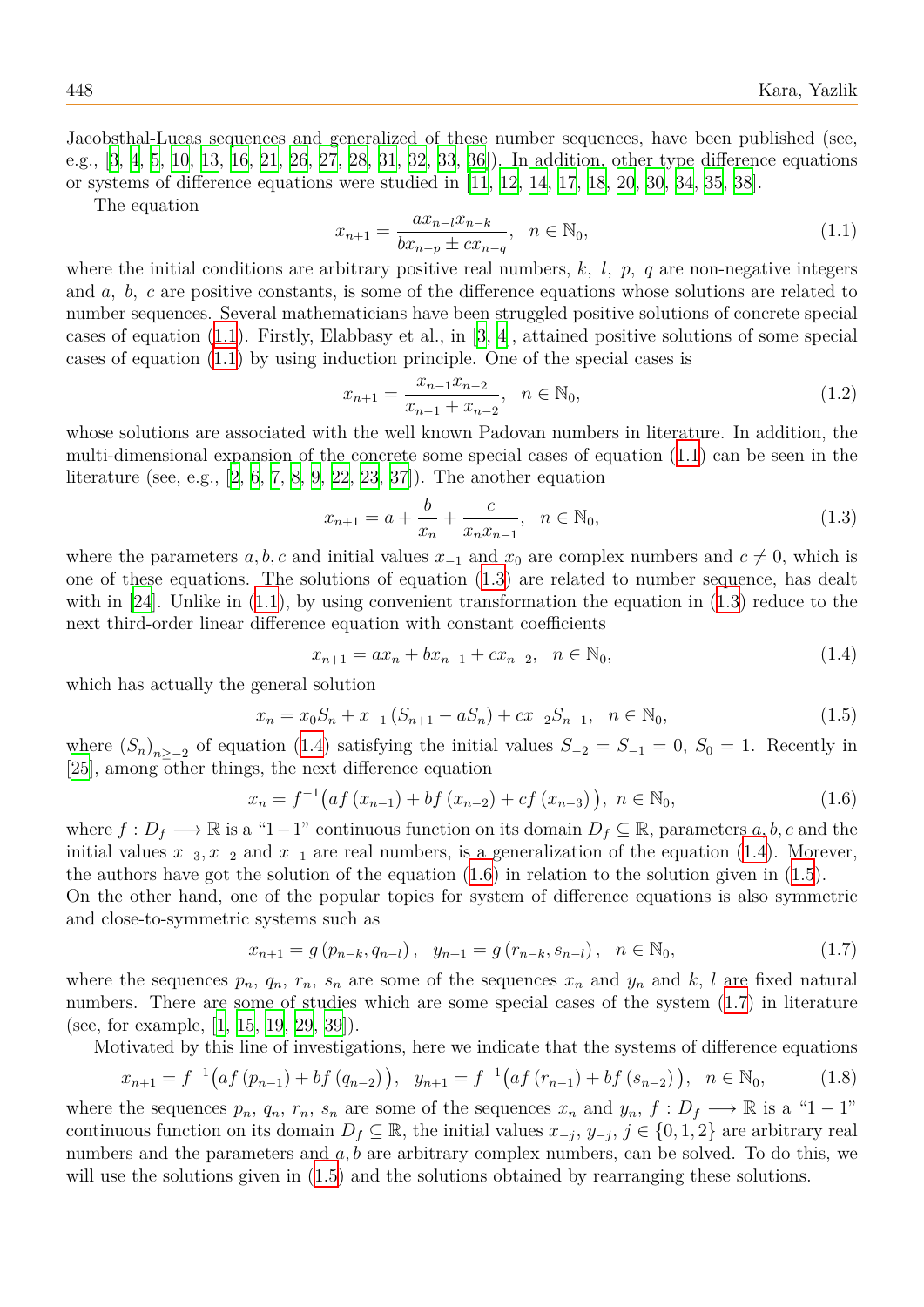Jacobsthal-Lucas sequences and generalized of these number sequences, have been published (see, e.g., [3, 4, 5, 10, 13, 16, 21, 26, 27, 28, 31, 32, 33, 36]). In addition, other type difference equations or systems of difference equations were studied in [11, 12, 14, 17, 18, 20, 30, 34, 35, 38].

The equation

$$x_{n+1} = \frac{a x_{n-l} x_{n-k}}{b x_{n-p} \pm c x_{n-q}}, \quad n \in \mathbb{N}_0, \tag{1.1}$$

where the initial conditions are arbitrary positive real numbers, $k,\ l,\ p,\ q$ are non-negative integers and $a,\ b,\ c$ are positive constants, is some of the difference equations whose solutions are related to number sequences. Several mathematicians have been struggled positive solutions of concrete special cases of equation (1.1). Firstly, Elabbasy et al., in [3, 4], attained positive solutions of some special cases of equation (1.1) by using induction principle. One of the special cases is

$$x_{n+1} = \frac{x_{n-1} x_{n-2}}{x_{n-1} + x_{n-2}}, \quad n \in \mathbb{N}_0, \tag{1.2}$$

whose solutions are associated with the well known Padovan numbers in literature. In addition, the multi-dimensional expansion of the concrete some special cases of equation (1.1) can be seen in the literature (see, e.g., [2, 6, 7, 8, 9, 22, 23, 37]). The another equation

$$x_{n+1} = a + \frac{b}{x_n} + \frac{c}{x_n x_{n-1}}, \quad n \in \mathbb{N}_0, \tag{1.3}$$

where the parameters $a, b, c$ and initial values $x_{-1}$ and $x_0$ are complex numbers and $c \neq 0$, which is one of these equations. The solutions of equation (1.3) are related to number sequence, has dealt with in [24]. Unlike in (1.1), by using convenient transformation the equation in (1.3) reduce to the next third-order linear difference equation with constant coefficients

$$x_{n+1} = a x_n + b x_{n-1} + c x_{n-2}, \quad n \in \mathbb{N}_0, \tag{1.4}$$

which has actually the general solution

$$x_n = x_0 S_n + x_{-1} \left( S_{n+1} - a S_n \right) + c x_{-2} S_{n-1}, \quad n \in \mathbb{N}_0, \tag{1.5}$$

where $(S_n)_{n \geq -2}$ of equation (1.4) satisfying the initial values $S_{-2} = S_{-1} = 0,\ S_0 = 1$. Recently in [25], among other things, the next difference equation

$$x_n = f^{-1}\big( a f(x_{n-1}) + b f(x_{n-2}) + c f(x_{n-3}) \big), \ n \in \mathbb{N}_0, \tag{1.6}$$

where $f : D_f \longrightarrow \mathbb{R}$ is a "1−1" continuous function on its domain $D_f \subseteq \mathbb{R}$, parameters $a, b, c$ and the initial values $x_{-3}, x_{-2}$ and $x_{-1}$ are real numbers, is a generalization of the equation (1.4). Morever, the authors have got the solution of the equation (1.6) in relation to the solution given in (1.5).
On the other hand, one of the popular topics for system of difference equations is also symmetric and close-to-symmetric systems such as

$$x_{n+1} = g\left( p_{n-k}, q_{n-l} \right), \quad y_{n+1} = g\left( r_{n-k}, s_{n-l} \right), \quad n \in \mathbb{N}_0, \tag{1.7}$$

where the sequences $p_n,\ q_n,\ r_n,\ s_n$ are some of the sequences $x_n$ and $y_n$ and $k,\ l$ are fixed natural numbers. There are some of studies which are some special cases of the system (1.7) in literature (see, for example, [1, 15, 19, 29, 39]).

Motivated by this line of investigations, here we indicate that the systems of difference equations

$$x_{n+1} = f^{-1}\big( a f(p_{n-1}) + b f(q_{n-2}) \big), \quad y_{n+1} = f^{-1}\big( a f(r_{n-1}) + b f(s_{n-2}) \big), \quad n \in \mathbb{N}_0, \tag{1.8}$$

where the sequences $p_n,\ q_n,\ r_n,\ s_n$ are some of the sequences $x_n$ and $y_n$, $f : D_f \longrightarrow \mathbb{R}$ is a "$1-1$" continuous function on its domain $D_f \subseteq \mathbb{R}$, the initial values $x_{-j},\ y_{-j},\ j \in \{0, 1, 2\}$ are arbitrary real numbers and the parameters and $a, b$ are arbitrary complex numbers, can be solved. To do this, we will use the solutions given in (1.5) and the solutions obtained by rearranging these solutions.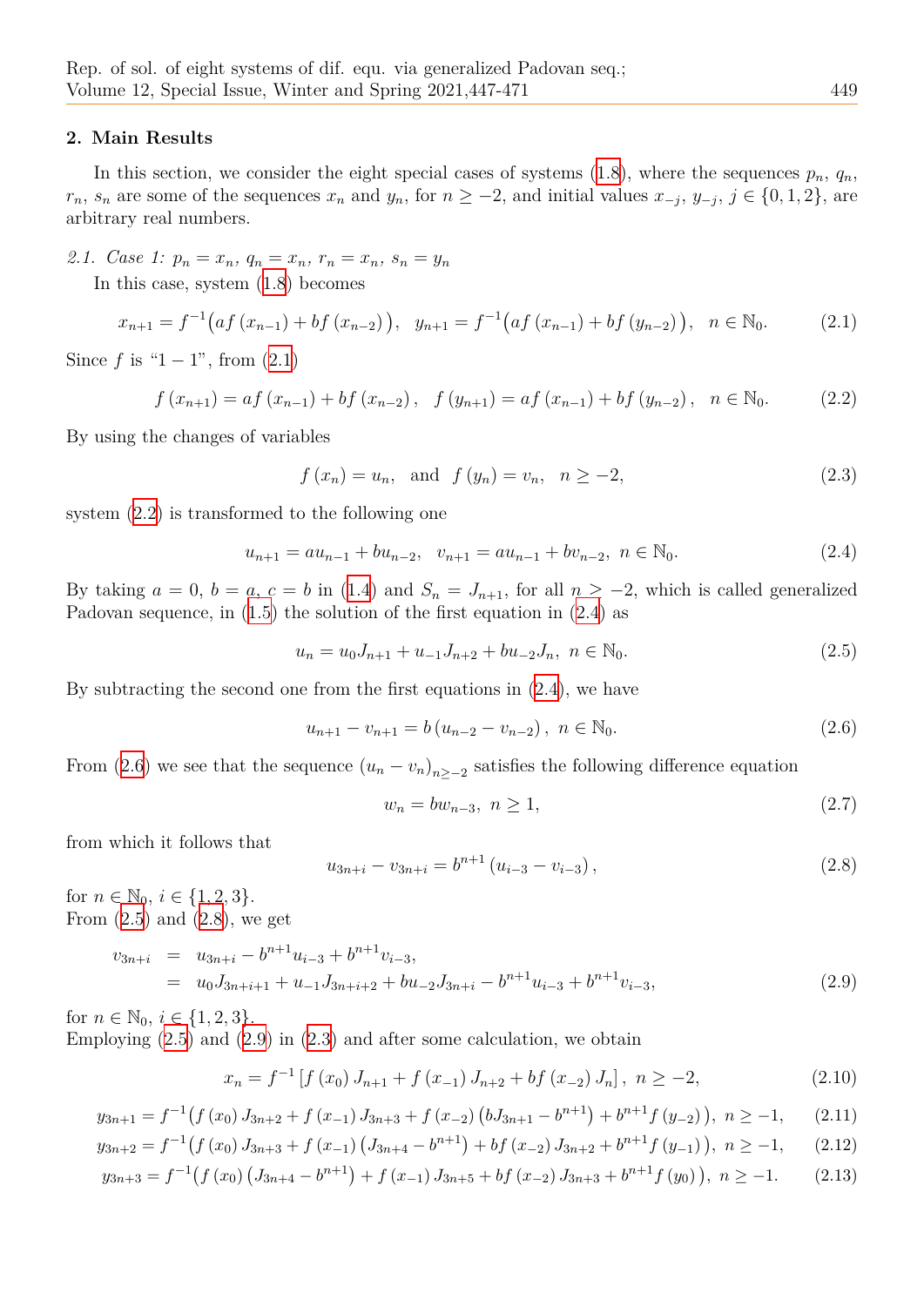## 2. Main Results

In this section, we consider the eight special cases of systems (1.8), where the sequences $p_n$, $q_n$, $r_n$, $s_n$ are some of the sequences $x_n$ and $y_n$, for $n \geq -2$, and initial values $x_{-j}$, $y_{-j}$, $j \in \{0, 1, 2\}$, are arbitrary real numbers.

*2.1. Case 1:* $p_n = x_n$, $q_n = x_n$, $r_n = x_n$, $s_n = y_n$

In this case, system (1.8) becomes

$$x_{n+1} = f^{-1}\big(af(x_{n-1}) + bf(x_{n-2})\big), \quad y_{n+1} = f^{-1}\big(af(x_{n-1}) + bf(y_{n-2})\big), \quad n \in \mathbb{N}_0. \tag{2.1}$$

Since $f$ is "$1-1$", from (2.1)

$$f(x_{n+1}) = af(x_{n-1}) + bf(x_{n-2}), \quad f(y_{n+1}) = af(x_{n-1}) + bf(y_{n-2}), \quad n \in \mathbb{N}_0. \tag{2.2}$$

By using the changes of variables

$$f(x_n) = u_n, \quad \text{and} \quad f(y_n) = v_n, \quad n \geq -2, \tag{2.3}$$

system (2.2) is transformed to the following one

$$u_{n+1} = au_{n-1} + bu_{n-2}, \quad v_{n+1} = au_{n-1} + bv_{n-2}, \ n \in \mathbb{N}_0. \tag{2.4}$$

By taking $a = 0$, $b = a$, $c = b$ in (1.4) and $S_n = J_{n+1}$, for all $n \geq -2$, which is called generalized Padovan sequence, in (1.5) the solution of the first equation in (2.4) as

$$u_n = u_0 J_{n+1} + u_{-1} J_{n+2} + bu_{-2} J_n, \ n \in \mathbb{N}_0. \tag{2.5}$$

By subtracting the second one from the first equations in (2.4), we have

$$u_{n+1} - v_{n+1} = b\,(u_{n-2} - v_{n-2}), \ n \in \mathbb{N}_0. \tag{2.6}$$

From (2.6) we see that the sequence $(u_n - v_n)_{n \geq -2}$ satisfies the following difference equation

$$w_n = bw_{n-3}, \ n \geq 1, \tag{2.7}$$

from which it follows that

$$u_{3n+i} - v_{3n+i} = b^{n+1}(u_{i-3} - v_{i-3}), \tag{2.8}$$

for $n \in \mathbb{N}_0$, $i \in \{1, 2, 3\}$.

From (2.5) and (2.8), we get

$$\begin{aligned} v_{3n+i} &= u_{3n+i} - b^{n+1} u_{i-3} + b^{n+1} v_{i-3}, \\ &= u_0 J_{3n+i+1} + u_{-1} J_{3n+i+2} + bu_{-2} J_{3n+i} - b^{n+1} u_{i-3} + b^{n+1} v_{i-3}, \end{aligned} \tag{2.9}$$

for $n \in \mathbb{N}_0$, $i \in \{1, 2, 3\}$.

Employing (2.5) and (2.9) in (2.3) and after some calculation, we obtain

$$x_n = f^{-1}\left[f(x_0) J_{n+1} + f(x_{-1}) J_{n+2} + bf(x_{-2}) J_n\right], \ n \geq -2, \tag{2.10}$$

$$y_{3n+1} = f^{-1}\big(f(x_0) J_{3n+2} + f(x_{-1}) J_{3n+3} + f(x_{-2})\left(bJ_{3n+1} - b^{n+1}\right) + b^{n+1} f(y_{-2})\big), \ n \geq -1, \tag{2.11}$$

$$y_{3n+2} = f^{-1}\big(f(x_0) J_{3n+3} + f(x_{-1})\left(J_{3n+4} - b^{n+1}\right) + bf(x_{-2}) J_{3n+2} + b^{n+1} f(y_{-1})\big), \ n \geq -1, \tag{2.12}$$

$$y_{3n+3} = f^{-1}\big(f(x_0)\left(J_{3n+4} - b^{n+1}\right) + f(x_{-1}) J_{3n+5} + bf(x_{-2}) J_{3n+3} + b^{n+1} f(y_0)\big), \ n \geq -1. \tag{2.13}$$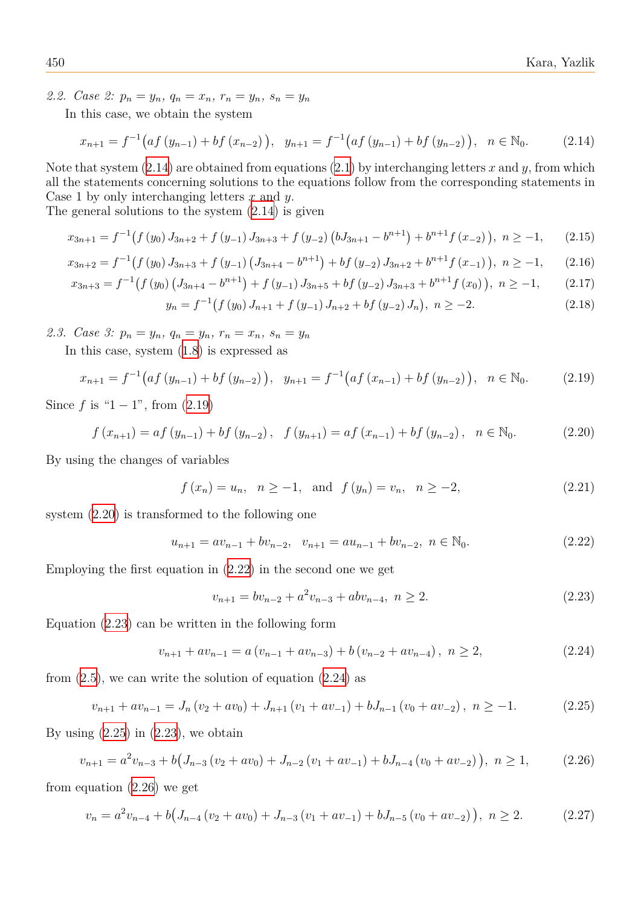### 2.2. *Case 2:* $p_n = y_n,\ q_n = x_n,\ r_n = y_n,\ s_n = y_n$

In this case, we obtain the system

$$x_{n+1} = f^{-1}\big(af(y_{n-1}) + bf(x_{n-2})\big), \quad y_{n+1} = f^{-1}\big(af(y_{n-1}) + bf(y_{n-2})\big), \quad n \in \mathbb{N}_0. \tag{2.14}$$

Note that system (2.14) are obtained from equations (2.1) by interchanging letters $x$ and $y$, from which all the statements concerning solutions to the equations follow from the corresponding statements in Case 1 by only interchanging letters $x$ and $y$.
The general solutions to the system (2.14) is given

$$x_{3n+1} = f^{-1}\big(f(y_0)J_{3n+2} + f(y_{-1})J_{3n+3} + f(y_{-2})\left(bJ_{3n+1} - b^{n+1}\right) + b^{n+1}f(x_{-2})\big), \ n \geq -1, \tag{2.15}$$

$$x_{3n+2} = f^{-1}\big(f(y_0)J_{3n+3} + f(y_{-1})\left(J_{3n+4} - b^{n+1}\right) + bf(y_{-2})J_{3n+2} + b^{n+1}f(x_{-1})\big), \ n \geq -1, \tag{2.16}$$

$$x_{3n+3} = f^{-1}\big(f(y_0)\left(J_{3n+4} - b^{n+1}\right) + f(y_{-1})J_{3n+5} + bf(y_{-2})J_{3n+3} + b^{n+1}f(x_0)\big), \ n \geq -1, \tag{2.17}$$

$$y_n = f^{-1}\big(f(y_0)J_{n+1} + f(y_{-1})J_{n+2} + bf(y_{-2})J_n\big), \ n \geq -2. \tag{2.18}$$

### 2.3. *Case 3:* $p_n = y_n,\ q_n = y_n,\ r_n = x_n,\ s_n = y_n$

In this case, system (1.8) is expressed as

$$x_{n+1} = f^{-1}\big(af(y_{n-1}) + bf(y_{n-2})\big), \quad y_{n+1} = f^{-1}\big(af(x_{n-1}) + bf(y_{n-2})\big), \quad n \in \mathbb{N}_0. \tag{2.19}$$

Since $f$ is "$1-1$", from (2.19)

$$f(x_{n+1}) = af(y_{n-1}) + bf(y_{n-2}), \quad f(y_{n+1}) = af(x_{n-1}) + bf(y_{n-2}), \quad n \in \mathbb{N}_0. \tag{2.20}$$

By using the changes of variables

$$f(x_n) = u_n, \quad n \geq -1, \quad \text{and} \quad f(y_n) = v_n, \quad n \geq -2, \tag{2.21}$$

system (2.20) is transformed to the following one

$$u_{n+1} = av_{n-1} + bv_{n-2}, \quad v_{n+1} = au_{n-1} + bv_{n-2}, \ n \in \mathbb{N}_0. \tag{2.22}$$

Employing the first equation in (2.22) in the second one we get

$$v_{n+1} = bv_{n-2} + a^2 v_{n-3} + abv_{n-4}, \ n \geq 2. \tag{2.23}$$

Equation (2.23) can be written in the following form

$$v_{n+1} + av_{n-1} = a\left(v_{n-1} + av_{n-3}\right) + b\left(v_{n-2} + av_{n-4}\right), \ n \geq 2, \tag{2.24}$$

from (2.5), we can write the solution of equation (2.24) as

$$v_{n+1} + av_{n-1} = J_n\left(v_2 + av_0\right) + J_{n+1}\left(v_1 + av_{-1}\right) + bJ_{n-1}\left(v_0 + av_{-2}\right), \ n \geq -1. \tag{2.25}$$

By using (2.25) in (2.23), we obtain

$$v_{n+1} = a^2 v_{n-3} + b\big(J_{n-3}\left(v_2 + av_0\right) + J_{n-2}\left(v_1 + av_{-1}\right) + bJ_{n-4}\left(v_0 + av_{-2}\right)\big), \ n \geq 1, \tag{2.26}$$

from equation (2.26) we get

$$v_n = a^2 v_{n-4} + b\big(J_{n-4}\left(v_2 + av_0\right) + J_{n-3}\left(v_1 + av_{-1}\right) + bJ_{n-5}\left(v_0 + av_{-2}\right)\big), \ n \geq 2. \tag{2.27}$$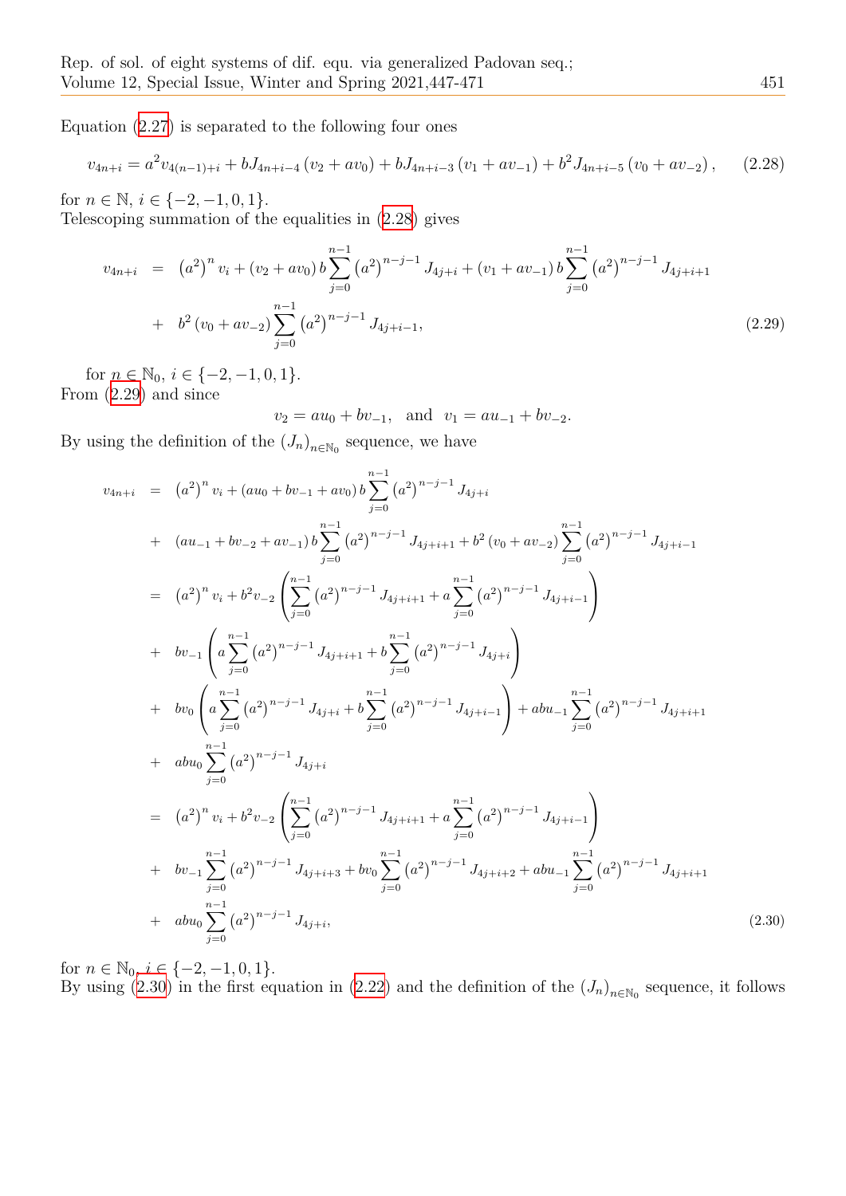Equation (2.27) is separated to the following four ones

$$v_{4n+i} = a^2 v_{4(n-1)+i} + bJ_{4n+i-4}\left(v_2 + av_0\right) + bJ_{4n+i-3}\left(v_1 + av_{-1}\right) + b^2 J_{4n+i-5}\left(v_0 + av_{-2}\right), \tag{2.28}$$

for $n \in \mathbb{N}$, $i \in \{-2,-1,0,1\}$.
Telescoping summation of the equalities in (2.28) gives

$$\begin{aligned}
v_{4n+i} &= \left(a^2\right)^n v_i + \left(v_2 + av_0\right) b \sum_{j=0}^{n-1} \left(a^2\right)^{n-j-1} J_{4j+i} + \left(v_1 + av_{-1}\right) b \sum_{j=0}^{n-1} \left(a^2\right)^{n-j-1} J_{4j+i+1} \\
&+ b^2 \left(v_0 + av_{-2}\right) \sum_{j=0}^{n-1} \left(a^2\right)^{n-j-1} J_{4j+i-1},
\end{aligned} \tag{2.29}$$

for $n \in \mathbb{N}_0$, $i \in \{-2,-1,0,1\}$.
From (2.29) and since

$$v_2 = au_0 + bv_{-1}, \quad \text{and} \quad v_1 = au_{-1} + bv_{-2}.$$

By using the definition of the $(J_n)_{n\in\mathbb{N}_0}$ sequence, we have

$$\begin{aligned}
v_{4n+i} &= \left(a^2\right)^n v_i + \left(au_0 + bv_{-1} + av_0\right) b \sum_{j=0}^{n-1} \left(a^2\right)^{n-j-1} J_{4j+i} \\
&+ \left(au_{-1} + bv_{-2} + av_{-1}\right) b \sum_{j=0}^{n-1} \left(a^2\right)^{n-j-1} J_{4j+i+1} + b^2 \left(v_0 + av_{-2}\right) \sum_{j=0}^{n-1} \left(a^2\right)^{n-j-1} J_{4j+i-1} \\
&= \left(a^2\right)^n v_i + b^2 v_{-2} \left( \sum_{j=0}^{n-1} \left(a^2\right)^{n-j-1} J_{4j+i+1} + a \sum_{j=0}^{n-1} \left(a^2\right)^{n-j-1} J_{4j+i-1} \right) \\
&+ bv_{-1} \left( a \sum_{j=0}^{n-1} \left(a^2\right)^{n-j-1} J_{4j+i+1} + b \sum_{j=0}^{n-1} \left(a^2\right)^{n-j-1} J_{4j+i} \right) \\
&+ bv_0 \left( a \sum_{j=0}^{n-1} \left(a^2\right)^{n-j-1} J_{4j+i} + b \sum_{j=0}^{n-1} \left(a^2\right)^{n-j-1} J_{4j+i-1} \right) + abu_{-1} \sum_{j=0}^{n-1} \left(a^2\right)^{n-j-1} J_{4j+i+1} \\
&+ abu_0 \sum_{j=0}^{n-1} \left(a^2\right)^{n-j-1} J_{4j+i} \\
&= \left(a^2\right)^n v_i + b^2 v_{-2} \left( \sum_{j=0}^{n-1} \left(a^2\right)^{n-j-1} J_{4j+i+1} + a \sum_{j=0}^{n-1} \left(a^2\right)^{n-j-1} J_{4j+i-1} \right) \\
&+ bv_{-1} \sum_{j=0}^{n-1} \left(a^2\right)^{n-j-1} J_{4j+i+3} + bv_0 \sum_{j=0}^{n-1} \left(a^2\right)^{n-j-1} J_{4j+i+2} + abu_{-1} \sum_{j=0}^{n-1} \left(a^2\right)^{n-j-1} J_{4j+i+1} \\
&+ abu_0 \sum_{j=0}^{n-1} \left(a^2\right)^{n-j-1} J_{4j+i},
\end{aligned} \tag{2.30}$$

for $n \in \mathbb{N}_0$, $i \in \{-2,-1,0,1\}$.
By using (2.30) in the first equation in (2.22) and the definition of the $(J_n)_{n\in\mathbb{N}_0}$ sequence, it follows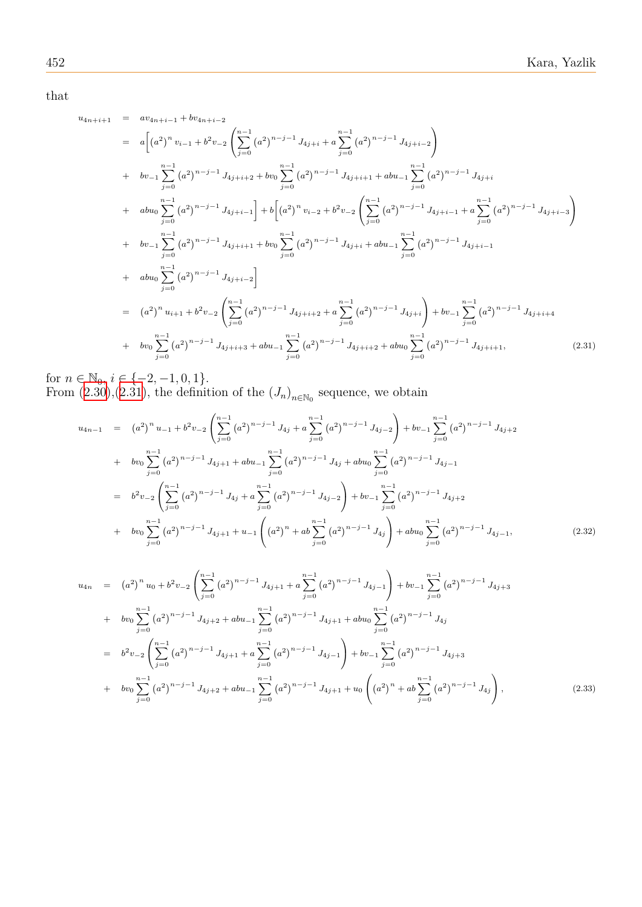that

$$
\begin{aligned}
u_{4n+i+1} &= av_{4n+i-1} + bv_{4n+i-2} \\
&= a\bigg[\left(a^2\right)^n v_{i-1} + b^2 v_{-2}\left(\sum_{j=0}^{n-1}\left(a^2\right)^{n-j-1} J_{4j+i} + a\sum_{j=0}^{n-1}\left(a^2\right)^{n-j-1} J_{4j+i-2}\right) \\
&+ bv_{-1}\sum_{j=0}^{n-1}\left(a^2\right)^{n-j-1} J_{4j+i+2} + bv_0\sum_{j=0}^{n-1}\left(a^2\right)^{n-j-1} J_{4j+i+1} + abu_{-1}\sum_{j=0}^{n-1}\left(a^2\right)^{n-j-1} J_{4j+i} \\
&+ abu_0\sum_{j=0}^{n-1}\left(a^2\right)^{n-j-1} J_{4j+i-1}\bigg] + b\bigg[\left(a^2\right)^n v_{i-2} + b^2 v_{-2}\left(\sum_{j=0}^{n-1}\left(a^2\right)^{n-j-1} J_{4j+i-1} + a\sum_{j=0}^{n-1}\left(a^2\right)^{n-j-1} J_{4j+i-3}\right) \\
&+ bv_{-1}\sum_{j=0}^{n-1}\left(a^2\right)^{n-j-1} J_{4j+i+1} + bv_0\sum_{j=0}^{n-1}\left(a^2\right)^{n-j-1} J_{4j+i} + abu_{-1}\sum_{j=0}^{n-1}\left(a^2\right)^{n-j-1} J_{4j+i-1} \\
&+ abu_0\sum_{j=0}^{n-1}\left(a^2\right)^{n-j-1} J_{4j+i-2}\bigg] \\
&= \left(a^2\right)^n u_{i+1} + b^2 v_{-2}\left(\sum_{j=0}^{n-1}\left(a^2\right)^{n-j-1} J_{4j+i+2} + a\sum_{j=0}^{n-1}\left(a^2\right)^{n-j-1} J_{4j+i}\right) + bv_{-1}\sum_{j=0}^{n-1}\left(a^2\right)^{n-j-1} J_{4j+i+4} \\
&+ bv_0\sum_{j=0}^{n-1}\left(a^2\right)^{n-j-1} J_{4j+i+3} + abu_{-1}\sum_{j=0}^{n-1}\left(a^2\right)^{n-j-1} J_{4j+i+2} + abu_0\sum_{j=0}^{n-1}\left(a^2\right)^{n-j-1} J_{4j+i+1}, \qquad (2.31)
\end{aligned}
$$

for $n \in \mathbb{N}_0$, $i \in \{-2, -1, 0, 1\}$.
From (2.30),(2.31), the definition of the $(J_n)_{n\in\mathbb{N}_0}$ sequence, we obtain

$$
\begin{aligned}
u_{4n-1} &= \left(a^2\right)^n u_{-1} + b^2 v_{-2}\left(\sum_{j=0}^{n-1}\left(a^2\right)^{n-j-1} J_{4j} + a\sum_{j=0}^{n-1}\left(a^2\right)^{n-j-1} J_{4j-2}\right) + bv_{-1}\sum_{j=0}^{n-1}\left(a^2\right)^{n-j-1} J_{4j+2} \\
&+ bv_0\sum_{j=0}^{n-1}\left(a^2\right)^{n-j-1} J_{4j+1} + abu_{-1}\sum_{j=0}^{n-1}\left(a^2\right)^{n-j-1} J_{4j} + abu_0\sum_{j=0}^{n-1}\left(a^2\right)^{n-j-1} J_{4j-1} \\
&= b^2 v_{-2}\left(\sum_{j=0}^{n-1}\left(a^2\right)^{n-j-1} J_{4j} + a\sum_{j=0}^{n-1}\left(a^2\right)^{n-j-1} J_{4j-2}\right) + bv_{-1}\sum_{j=0}^{n-1}\left(a^2\right)^{n-j-1} J_{4j+2} \\
&+ bv_0\sum_{j=0}^{n-1}\left(a^2\right)^{n-j-1} J_{4j+1} + u_{-1}\left(\left(a^2\right)^n + ab\sum_{j=0}^{n-1}\left(a^2\right)^{n-j-1} J_{4j}\right) + abu_0\sum_{j=0}^{n-1}\left(a^2\right)^{n-j-1} J_{4j-1}, \qquad (2.32)
\end{aligned}
$$

$$
\begin{aligned}
u_{4n} &= \left(a^2\right)^n u_0 + b^2 v_{-2}\left(\sum_{j=0}^{n-1}\left(a^2\right)^{n-j-1} J_{4j+1} + a\sum_{j=0}^{n-1}\left(a^2\right)^{n-j-1} J_{4j-1}\right) + bv_{-1}\sum_{j=0}^{n-1}\left(a^2\right)^{n-j-1} J_{4j+3} \\
&+ bv_0\sum_{j=0}^{n-1}\left(a^2\right)^{n-j-1} J_{4j+2} + abu_{-1}\sum_{j=0}^{n-1}\left(a^2\right)^{n-j-1} J_{4j+1} + abu_0\sum_{j=0}^{n-1}\left(a^2\right)^{n-j-1} J_{4j} \\
&= b^2 v_{-2}\left(\sum_{j=0}^{n-1}\left(a^2\right)^{n-j-1} J_{4j+1} + a\sum_{j=0}^{n-1}\left(a^2\right)^{n-j-1} J_{4j-1}\right) + bv_{-1}\sum_{j=0}^{n-1}\left(a^2\right)^{n-j-1} J_{4j+3} \\
&+ bv_0\sum_{j=0}^{n-1}\left(a^2\right)^{n-j-1} J_{4j+2} + abu_{-1}\sum_{j=0}^{n-1}\left(a^2\right)^{n-j-1} J_{4j+1} + u_0\left(\left(a^2\right)^n + ab\sum_{j=0}^{n-1}\left(a^2\right)^{n-j-1} J_{4j}\right), \qquad (2.33)
\end{aligned}
$$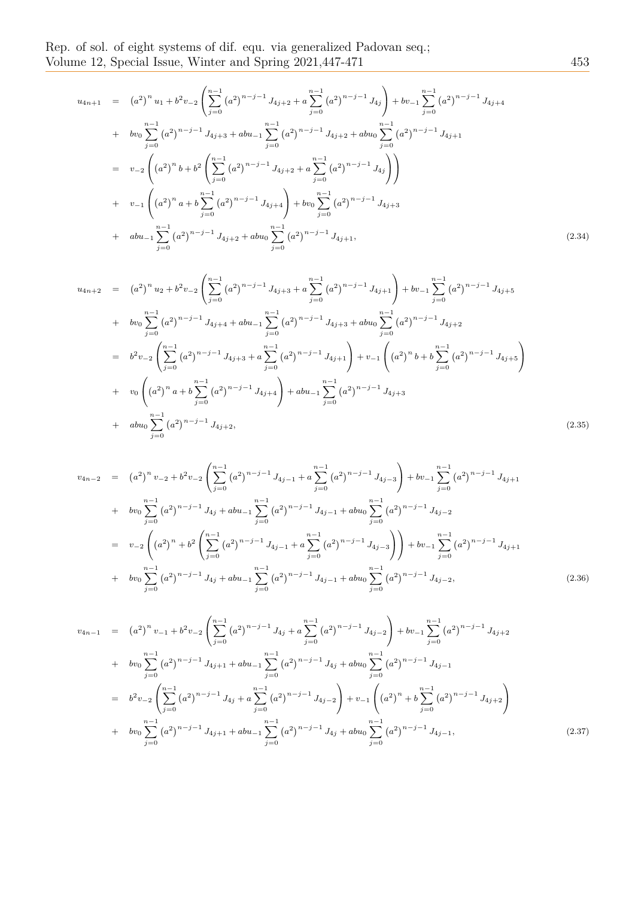$$
\begin{aligned}
u_{4n+1} &= \left(a^2\right)^n u_1 + b^2 v_{-2}\left(\sum_{j=0}^{n-1}\left(a^2\right)^{n-j-1} J_{4j+2} + a\sum_{j=0}^{n-1}\left(a^2\right)^{n-j-1} J_{4j}\right) + b v_{-1}\sum_{j=0}^{n-1}\left(a^2\right)^{n-j-1} J_{4j+4} \\
&+ b v_0 \sum_{j=0}^{n-1}\left(a^2\right)^{n-j-1} J_{4j+3} + abu_{-1}\sum_{j=0}^{n-1}\left(a^2\right)^{n-j-1} J_{4j+2} + abu_0\sum_{j=0}^{n-1}\left(a^2\right)^{n-j-1} J_{4j+1} \\
&= v_{-2}\left(\left(a^2\right)^n b + b^2\left(\sum_{j=0}^{n-1}\left(a^2\right)^{n-j-1} J_{4j+2} + a\sum_{j=0}^{n-1}\left(a^2\right)^{n-j-1} J_{4j}\right)\right) \\
&+ v_{-1}\left(\left(a^2\right)^n a + b\sum_{j=0}^{n-1}\left(a^2\right)^{n-j-1} J_{4j+4}\right) + b v_0 \sum_{j=0}^{n-1}\left(a^2\right)^{n-j-1} J_{4j+3} \\
&+ abu_{-1}\sum_{j=0}^{n-1}\left(a^2\right)^{n-j-1} J_{4j+2} + abu_0\sum_{j=0}^{n-1}\left(a^2\right)^{n-j-1} J_{4j+1},
\end{aligned} \tag{2.34}
$$

$$
\begin{aligned}
u_{4n+2} &= \left(a^2\right)^n u_2 + b^2 v_{-2}\left(\sum_{j=0}^{n-1}\left(a^2\right)^{n-j-1} J_{4j+3} + a\sum_{j=0}^{n-1}\left(a^2\right)^{n-j-1} J_{4j+1}\right) + b v_{-1}\sum_{j=0}^{n-1}\left(a^2\right)^{n-j-1} J_{4j+5} \\
&+ b v_0 \sum_{j=0}^{n-1}\left(a^2\right)^{n-j-1} J_{4j+4} + abu_{-1}\sum_{j=0}^{n-1}\left(a^2\right)^{n-j-1} J_{4j+3} + abu_0\sum_{j=0}^{n-1}\left(a^2\right)^{n-j-1} J_{4j+2} \\
&= b^2 v_{-2}\left(\sum_{j=0}^{n-1}\left(a^2\right)^{n-j-1} J_{4j+3} + a\sum_{j=0}^{n-1}\left(a^2\right)^{n-j-1} J_{4j+1}\right) + v_{-1}\left(\left(a^2\right)^n b + b\sum_{j=0}^{n-1}\left(a^2\right)^{n-j-1} J_{4j+5}\right) \\
&+ v_0\left(\left(a^2\right)^n a + b\sum_{j=0}^{n-1}\left(a^2\right)^{n-j-1} J_{4j+4}\right) + abu_{-1}\sum_{j=0}^{n-1}\left(a^2\right)^{n-j-1} J_{4j+3} \\
&+ abu_0\sum_{j=0}^{n-1}\left(a^2\right)^{n-j-1} J_{4j+2},
\end{aligned} \tag{2.35}
$$

$$
\begin{aligned}
v_{4n-2} &= \left(a^2\right)^n v_{-2} + b^2 v_{-2}\left(\sum_{j=0}^{n-1}\left(a^2\right)^{n-j-1} J_{4j-1} + a\sum_{j=0}^{n-1}\left(a^2\right)^{n-j-1} J_{4j-3}\right) + b v_{-1}\sum_{j=0}^{n-1}\left(a^2\right)^{n-j-1} J_{4j+1} \\
&+ b v_0 \sum_{j=0}^{n-1}\left(a^2\right)^{n-j-1} J_{4j} + abu_{-1}\sum_{j=0}^{n-1}\left(a^2\right)^{n-j-1} J_{4j-1} + abu_0\sum_{j=0}^{n-1}\left(a^2\right)^{n-j-1} J_{4j-2} \\
&= v_{-2}\left(\left(a^2\right)^n + b^2\left(\sum_{j=0}^{n-1}\left(a^2\right)^{n-j-1} J_{4j-1} + a\sum_{j=0}^{n-1}\left(a^2\right)^{n-j-1} J_{4j-3}\right)\right) + b v_{-1}\sum_{j=0}^{n-1}\left(a^2\right)^{n-j-1} J_{4j+1} \\
&+ b v_0 \sum_{j=0}^{n-1}\left(a^2\right)^{n-j-1} J_{4j} + abu_{-1}\sum_{j=0}^{n-1}\left(a^2\right)^{n-j-1} J_{4j-1} + abu_0\sum_{j=0}^{n-1}\left(a^2\right)^{n-j-1} J_{4j-2},
\end{aligned} \tag{2.36}
$$

$$
\begin{aligned}
v_{4n-1} &= \left(a^2\right)^n v_{-1} + b^2 v_{-2}\left(\sum_{j=0}^{n-1}\left(a^2\right)^{n-j-1} J_{4j} + a\sum_{j=0}^{n-1}\left(a^2\right)^{n-j-1} J_{4j-2}\right) + b v_{-1}\sum_{j=0}^{n-1}\left(a^2\right)^{n-j-1} J_{4j+2} \\
&+ b v_0 \sum_{j=0}^{n-1}\left(a^2\right)^{n-j-1} J_{4j+1} + abu_{-1}\sum_{j=0}^{n-1}\left(a^2\right)^{n-j-1} J_{4j} + abu_0\sum_{j=0}^{n-1}\left(a^2\right)^{n-j-1} J_{4j-1} \\
&= b^2 v_{-2}\left(\sum_{j=0}^{n-1}\left(a^2\right)^{n-j-1} J_{4j} + a\sum_{j=0}^{n-1}\left(a^2\right)^{n-j-1} J_{4j-2}\right) + v_{-1}\left(\left(a^2\right)^n + b\sum_{j=0}^{n-1}\left(a^2\right)^{n-j-1} J_{4j+2}\right) \\
&+ b v_0 \sum_{j=0}^{n-1}\left(a^2\right)^{n-j-1} J_{4j+1} + abu_{-1}\sum_{j=0}^{n-1}\left(a^2\right)^{n-j-1} J_{4j} + abu_0\sum_{j=0}^{n-1}\left(a^2\right)^{n-j-1} J_{4j-1},
\end{aligned} \tag{2.37}
$$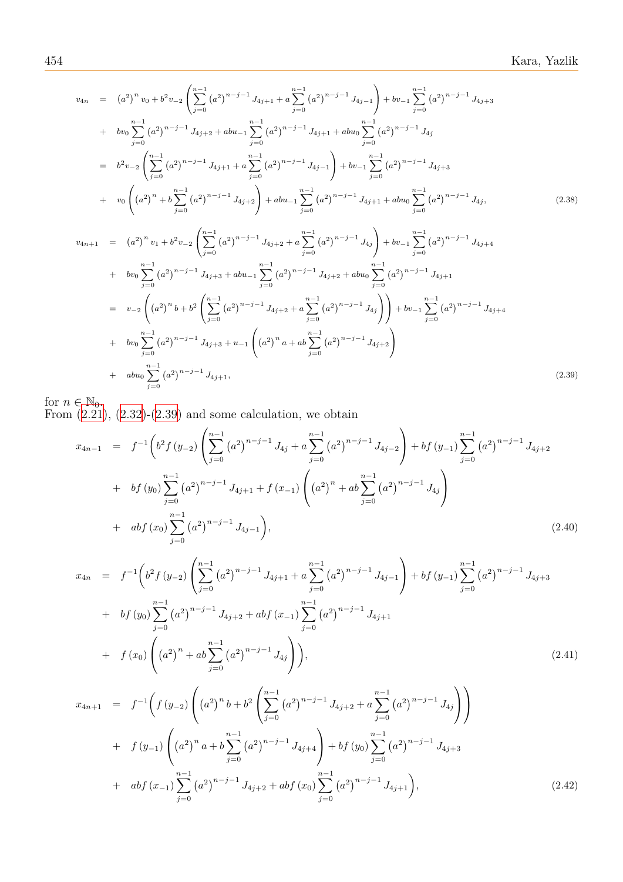$$
\begin{aligned}
v_{4n} &= \left(a^2\right)^n v_0 + b^2 v_{-2}\left(\sum_{j=0}^{n-1}\left(a^2\right)^{n-j-1} J_{4j+1} + a\sum_{j=0}^{n-1}\left(a^2\right)^{n-j-1} J_{4j-1}\right) + bv_{-1}\sum_{j=0}^{n-1}\left(a^2\right)^{n-j-1} J_{4j+3}\\
&+ bv_0\sum_{j=0}^{n-1}\left(a^2\right)^{n-j-1} J_{4j+2} + abu_{-1}\sum_{j=0}^{n-1}\left(a^2\right)^{n-j-1} J_{4j+1} + abu_0\sum_{j=0}^{n-1}\left(a^2\right)^{n-j-1} J_{4j}\\
&= b^2 v_{-2}\left(\sum_{j=0}^{n-1}\left(a^2\right)^{n-j-1} J_{4j+1} + a\sum_{j=0}^{n-1}\left(a^2\right)^{n-j-1} J_{4j-1}\right) + bv_{-1}\sum_{j=0}^{n-1}\left(a^2\right)^{n-j-1} J_{4j+3}\\
&+ v_0\left(\left(a^2\right)^n + b\sum_{j=0}^{n-1}\left(a^2\right)^{n-j-1} J_{4j+2}\right) + abu_{-1}\sum_{j=0}^{n-1}\left(a^2\right)^{n-j-1} J_{4j+1} + abu_0\sum_{j=0}^{n-1}\left(a^2\right)^{n-j-1} J_{4j},
\end{aligned}
\tag{2.38}
$$

$$
\begin{aligned}
v_{4n+1} &= \left(a^2\right)^n v_1 + b^2 v_{-2}\left(\sum_{j=0}^{n-1}\left(a^2\right)^{n-j-1} J_{4j+2} + a\sum_{j=0}^{n-1}\left(a^2\right)^{n-j-1} J_{4j}\right) + bv_{-1}\sum_{j=0}^{n-1}\left(a^2\right)^{n-j-1} J_{4j+4}\\
&+ bv_0\sum_{j=0}^{n-1}\left(a^2\right)^{n-j-1} J_{4j+3} + abu_{-1}\sum_{j=0}^{n-1}\left(a^2\right)^{n-j-1} J_{4j+2} + abu_0\sum_{j=0}^{n-1}\left(a^2\right)^{n-j-1} J_{4j+1}\\
&= v_{-2}\left(\left(a^2\right)^n b + b^2\left(\sum_{j=0}^{n-1}\left(a^2\right)^{n-j-1} J_{4j+2} + a\sum_{j=0}^{n-1}\left(a^2\right)^{n-j-1} J_{4j}\right)\right) + bv_{-1}\sum_{j=0}^{n-1}\left(a^2\right)^{n-j-1} J_{4j+4}\\
&+ bv_0\sum_{j=0}^{n-1}\left(a^2\right)^{n-j-1} J_{4j+3} + u_{-1}\left(\left(a^2\right)^n a + ab\sum_{j=0}^{n-1}\left(a^2\right)^{n-j-1} J_{4j+2}\right)\\
&+ abu_0\sum_{j=0}^{n-1}\left(a^2\right)^{n-j-1} J_{4j+1},
\end{aligned}
\tag{2.39}
$$

for $n \in \mathbb{N}_0$.
From (2.21), (2.32)-(2.39) and some calculation, we obtain

$$
\begin{aligned}
x_{4n-1} &= f^{-1}\Bigg(b^2 f\left(y_{-2}\right)\left(\sum_{j=0}^{n-1}\left(a^2\right)^{n-j-1} J_{4j} + a\sum_{j=0}^{n-1}\left(a^2\right)^{n-j-1} J_{4j-2}\right) + bf\left(y_{-1}\right)\sum_{j=0}^{n-1}\left(a^2\right)^{n-j-1} J_{4j+2}\\
&+ bf\left(y_0\right)\sum_{j=0}^{n-1}\left(a^2\right)^{n-j-1} J_{4j+1} + f\left(x_{-1}\right)\left(\left(a^2\right)^n + ab\sum_{j=0}^{n-1}\left(a^2\right)^{n-j-1} J_{4j}\right)\\
&+ abf\left(x_0\right)\sum_{j=0}^{n-1}\left(a^2\right)^{n-j-1} J_{4j-1}\Bigg),
\end{aligned}
\tag{2.40}
$$

$$
\begin{aligned}
x_{4n} &= f^{-1}\Bigg(b^2 f\left(y_{-2}\right)\left(\sum_{j=0}^{n-1}\left(a^2\right)^{n-j-1} J_{4j+1} + a\sum_{j=0}^{n-1}\left(a^2\right)^{n-j-1} J_{4j-1}\right) + bf\left(y_{-1}\right)\sum_{j=0}^{n-1}\left(a^2\right)^{n-j-1} J_{4j+3}\\
&+ bf\left(y_0\right)\sum_{j=0}^{n-1}\left(a^2\right)^{n-j-1} J_{4j+2} + abf\left(x_{-1}\right)\sum_{j=0}^{n-1}\left(a^2\right)^{n-j-1} J_{4j+1}\\
&+ f\left(x_0\right)\left(\left(a^2\right)^n + ab\sum_{j=0}^{n-1}\left(a^2\right)^{n-j-1} J_{4j}\right)\Bigg),
\end{aligned}
\tag{2.41}
$$

$$
\begin{aligned}
x_{4n+1} &= f^{-1}\Bigg(f\left(y_{-2}\right)\left(\left(a^2\right)^n b + b^2\left(\sum_{j=0}^{n-1}\left(a^2\right)^{n-j-1} J_{4j+2} + a\sum_{j=0}^{n-1}\left(a^2\right)^{n-j-1} J_{4j}\right)\right)\\
&+ f\left(y_{-1}\right)\left(\left(a^2\right)^n a + b\sum_{j=0}^{n-1}\left(a^2\right)^{n-j-1} J_{4j+4}\right) + bf\left(y_0\right)\sum_{j=0}^{n-1}\left(a^2\right)^{n-j-1} J_{4j+3}\\
&+ abf\left(x_{-1}\right)\sum_{j=0}^{n-1}\left(a^2\right)^{n-j-1} J_{4j+2} + abf\left(x_0\right)\sum_{j=0}^{n-1}\left(a^2\right)^{n-j-1} J_{4j+1}\Bigg),
\end{aligned}
\tag{2.42}
$$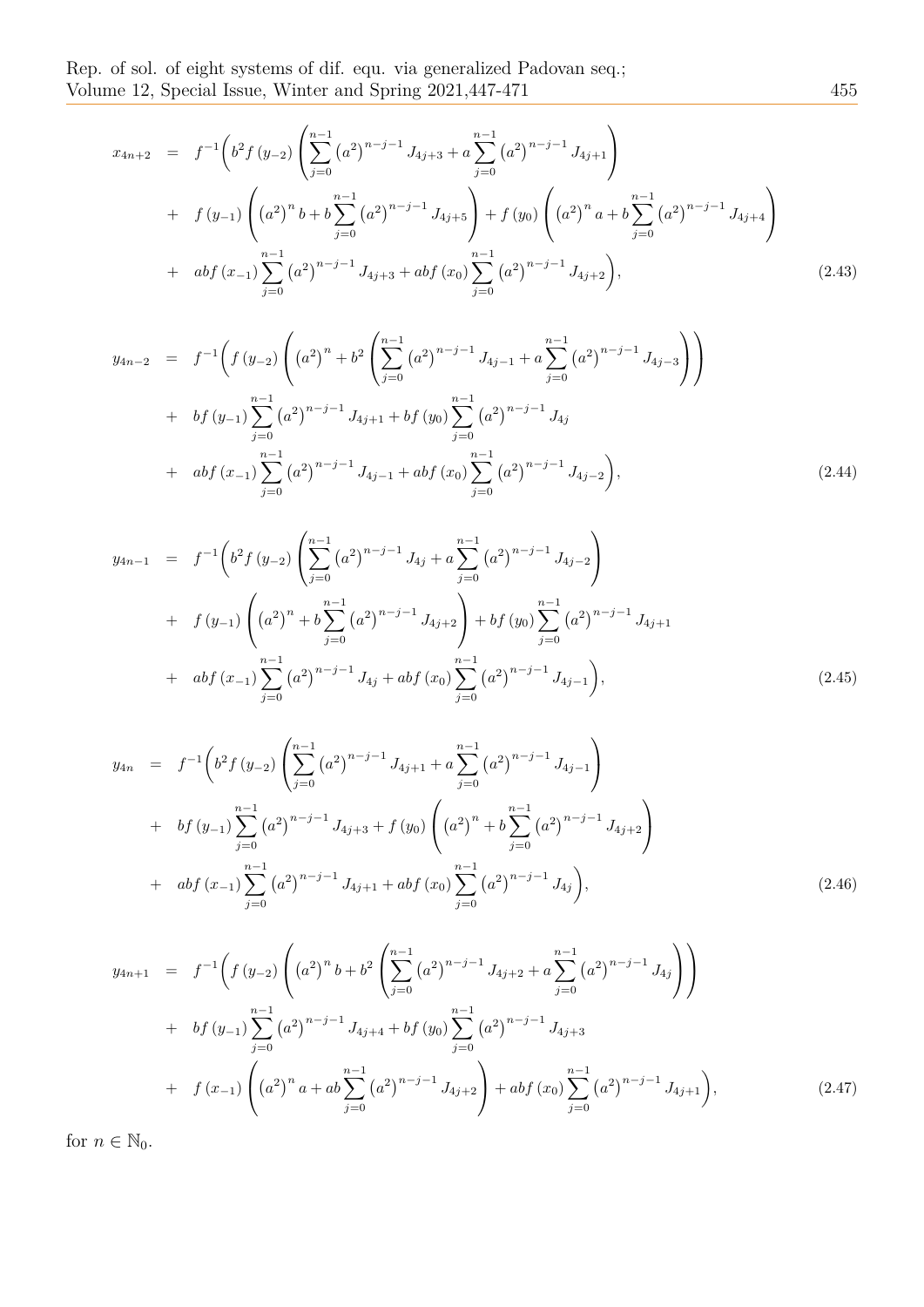$$
\begin{aligned}
x_{4n+2} \;=\;& f^{-1}\Bigg( b^2 f\left(y_{-2}\right)\left(\sum_{j=0}^{n-1}\left(a^2\right)^{n-j-1} J_{4j+3} + a\sum_{j=0}^{n-1}\left(a^2\right)^{n-j-1} J_{4j+1}\right) \\
&+\; f\left(y_{-1}\right)\left(\left(a^2\right)^n b + b\sum_{j=0}^{n-1}\left(a^2\right)^{n-j-1} J_{4j+5}\right) + f\left(y_0\right)\left(\left(a^2\right)^n a + b\sum_{j=0}^{n-1}\left(a^2\right)^{n-j-1} J_{4j+4}\right) \\
&+\; abf\left(x_{-1}\right)\sum_{j=0}^{n-1}\left(a^2\right)^{n-j-1} J_{4j+3} + abf\left(x_0\right)\sum_{j=0}^{n-1}\left(a^2\right)^{n-j-1} J_{4j+2}\Bigg),
\end{aligned}
\tag{2.43}
$$

$$
\begin{aligned}
y_{4n-2} \;=\;& f^{-1}\Bigg( f\left(y_{-2}\right)\left(\left(a^2\right)^n + b^2\left(\sum_{j=0}^{n-1}\left(a^2\right)^{n-j-1} J_{4j-1} + a\sum_{j=0}^{n-1}\left(a^2\right)^{n-j-1} J_{4j-3}\right)\right) \\
&+\; bf\left(y_{-1}\right)\sum_{j=0}^{n-1}\left(a^2\right)^{n-j-1} J_{4j+1} + bf\left(y_0\right)\sum_{j=0}^{n-1}\left(a^2\right)^{n-j-1} J_{4j} \\
&+\; abf\left(x_{-1}\right)\sum_{j=0}^{n-1}\left(a^2\right)^{n-j-1} J_{4j-1} + abf\left(x_0\right)\sum_{j=0}^{n-1}\left(a^2\right)^{n-j-1} J_{4j-2}\Bigg),
\end{aligned}
\tag{2.44}
$$

$$
\begin{aligned}
y_{4n-1} \;=\;& f^{-1}\Bigg( b^2 f\left(y_{-2}\right)\left(\sum_{j=0}^{n-1}\left(a^2\right)^{n-j-1} J_{4j} + a\sum_{j=0}^{n-1}\left(a^2\right)^{n-j-1} J_{4j-2}\right) \\
&+\; f\left(y_{-1}\right)\left(\left(a^2\right)^n + b\sum_{j=0}^{n-1}\left(a^2\right)^{n-j-1} J_{4j+2}\right) + bf\left(y_0\right)\sum_{j=0}^{n-1}\left(a^2\right)^{n-j-1} J_{4j+1} \\
&+\; abf\left(x_{-1}\right)\sum_{j=0}^{n-1}\left(a^2\right)^{n-j-1} J_{4j} + abf\left(x_0\right)\sum_{j=0}^{n-1}\left(a^2\right)^{n-j-1} J_{4j-1}\Bigg),
\end{aligned}
\tag{2.45}
$$

$$
\begin{aligned}
y_{4n} \;=\;& f^{-1}\Bigg( b^2 f\left(y_{-2}\right)\left(\sum_{j=0}^{n-1}\left(a^2\right)^{n-j-1} J_{4j+1} + a\sum_{j=0}^{n-1}\left(a^2\right)^{n-j-1} J_{4j-1}\right) \\
&+\; bf\left(y_{-1}\right)\sum_{j=0}^{n-1}\left(a^2\right)^{n-j-1} J_{4j+3} + f\left(y_0\right)\left(\left(a^2\right)^n + b\sum_{j=0}^{n-1}\left(a^2\right)^{n-j-1} J_{4j+2}\right) \\
&+\; abf\left(x_{-1}\right)\sum_{j=0}^{n-1}\left(a^2\right)^{n-j-1} J_{4j+1} + abf\left(x_0\right)\sum_{j=0}^{n-1}\left(a^2\right)^{n-j-1} J_{4j}\Bigg),
\end{aligned}
\tag{2.46}
$$

$$
\begin{aligned}
y_{4n+1} \;=\;& f^{-1}\Bigg( f\left(y_{-2}\right)\left(\left(a^2\right)^n b + b^2\left(\sum_{j=0}^{n-1}\left(a^2\right)^{n-j-1} J_{4j+2} + a\sum_{j=0}^{n-1}\left(a^2\right)^{n-j-1} J_{4j}\right)\right) \\
&+\; bf\left(y_{-1}\right)\sum_{j=0}^{n-1}\left(a^2\right)^{n-j-1} J_{4j+4} + bf\left(y_0\right)\sum_{j=0}^{n-1}\left(a^2\right)^{n-j-1} J_{4j+3} \\
&+\; f\left(x_{-1}\right)\left(\left(a^2\right)^n a + ab\sum_{j=0}^{n-1}\left(a^2\right)^{n-j-1} J_{4j+2}\right) + abf\left(x_0\right)\sum_{j=0}^{n-1}\left(a^2\right)^{n-j-1} J_{4j+1}\Bigg),
\end{aligned}
\tag{2.47}
$$

for $n \in \mathbb{N}_0$.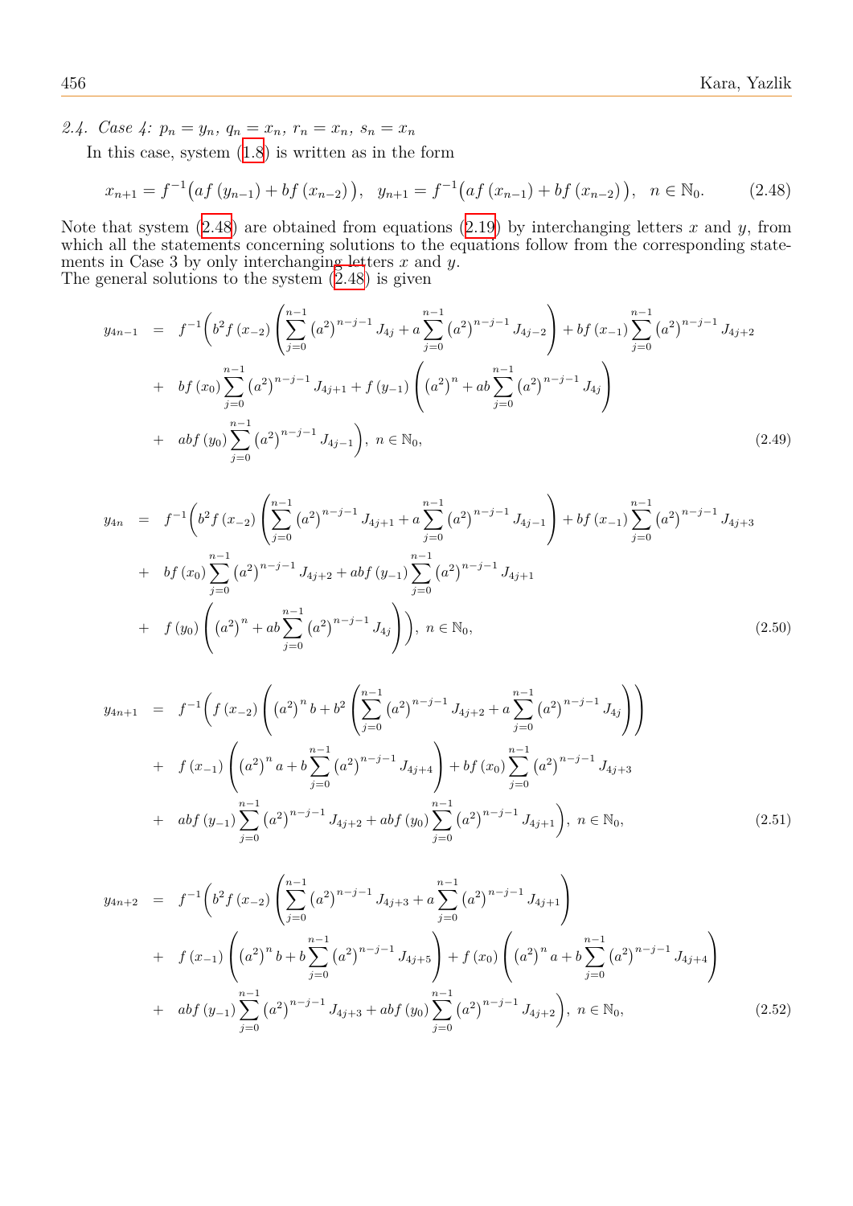### 2.4. Case 4: $p_n = y_n$, $q_n = x_n$, $r_n = x_n$, $s_n = x_n$

In this case, system (1.8) is written as in the form

$$x_{n+1} = f^{-1}\Big(af(y_{n-1}) + bf(x_{n-2})\Big), \quad y_{n+1} = f^{-1}\Big(af(x_{n-1}) + bf(x_{n-2})\Big), \quad n \in \mathbb{N}_0. \tag{2.48}$$

Note that system (2.48) are obtained from equations (2.19) by interchanging letters $x$ and $y$, from which all the statements concerning solutions to the equations follow from the corresponding statements in Case 3 by only interchanging letters $x$ and $y$.
The general solutions to the system (2.48) is given

$$\begin{aligned} y_{4n-1} &= f^{-1}\Bigg(b^2 f(x_{-2})\left(\sum_{j=0}^{n-1}\left(a^2\right)^{n-j-1} J_{4j} + a\sum_{j=0}^{n-1}\left(a^2\right)^{n-j-1} J_{4j-2}\right) + bf(x_{-1})\sum_{j=0}^{n-1}\left(a^2\right)^{n-j-1} J_{4j+2} \\ &+ bf(x_0)\sum_{j=0}^{n-1}\left(a^2\right)^{n-j-1} J_{4j+1} + f(y_{-1})\left(\left(a^2\right)^n + ab\sum_{j=0}^{n-1}\left(a^2\right)^{n-j-1} J_{4j}\right) \\ &+ abf(y_0)\sum_{j=0}^{n-1}\left(a^2\right)^{n-j-1} J_{4j-1}\Bigg), \ n \in \mathbb{N}_0, \end{aligned} \tag{2.49}$$

$$\begin{aligned} y_{4n} &= f^{-1}\Bigg(b^2 f(x_{-2})\left(\sum_{j=0}^{n-1}\left(a^2\right)^{n-j-1} J_{4j+1} + a\sum_{j=0}^{n-1}\left(a^2\right)^{n-j-1} J_{4j-1}\right) + bf(x_{-1})\sum_{j=0}^{n-1}\left(a^2\right)^{n-j-1} J_{4j+3} \\ &+ bf(x_0)\sum_{j=0}^{n-1}\left(a^2\right)^{n-j-1} J_{4j+2} + abf(y_{-1})\sum_{j=0}^{n-1}\left(a^2\right)^{n-j-1} J_{4j+1} \\ &+ f(y_0)\left(\left(a^2\right)^n + ab\sum_{j=0}^{n-1}\left(a^2\right)^{n-j-1} J_{4j}\right)\Bigg), \ n \in \mathbb{N}_0, \end{aligned} \tag{2.50}$$

$$\begin{aligned} y_{4n+1} &= f^{-1}\Bigg(f(x_{-2})\left(\left(a^2\right)^n b + b^2\left(\sum_{j=0}^{n-1}\left(a^2\right)^{n-j-1} J_{4j+2} + a\sum_{j=0}^{n-1}\left(a^2\right)^{n-j-1} J_{4j}\right)\right) \\ &+ f(x_{-1})\left(\left(a^2\right)^n a + b\sum_{j=0}^{n-1}\left(a^2\right)^{n-j-1} J_{4j+4}\right) + bf(x_0)\sum_{j=0}^{n-1}\left(a^2\right)^{n-j-1} J_{4j+3} \\ &+ abf(y_{-1})\sum_{j=0}^{n-1}\left(a^2\right)^{n-j-1} J_{4j+2} + abf(y_0)\sum_{j=0}^{n-1}\left(a^2\right)^{n-j-1} J_{4j+1}\Bigg), \ n \in \mathbb{N}_0, \end{aligned} \tag{2.51}$$

$$\begin{aligned} y_{4n+2} &= f^{-1}\Bigg(b^2 f(x_{-2})\left(\sum_{j=0}^{n-1}\left(a^2\right)^{n-j-1} J_{4j+3} + a\sum_{j=0}^{n-1}\left(a^2\right)^{n-j-1} J_{4j+1}\right) \\ &+ f(x_{-1})\left(\left(a^2\right)^n b + b\sum_{j=0}^{n-1}\left(a^2\right)^{n-j-1} J_{4j+5}\right) + f(x_0)\left(\left(a^2\right)^n a + b\sum_{j=0}^{n-1}\left(a^2\right)^{n-j-1} J_{4j+4}\right) \\ &+ abf(y_{-1})\sum_{j=0}^{n-1}\left(a^2\right)^{n-j-1} J_{4j+3} + abf(y_0)\sum_{j=0}^{n-1}\left(a^2\right)^{n-j-1} J_{4j+2}\Bigg), \ n \in \mathbb{N}_0, \end{aligned} \tag{2.52}$$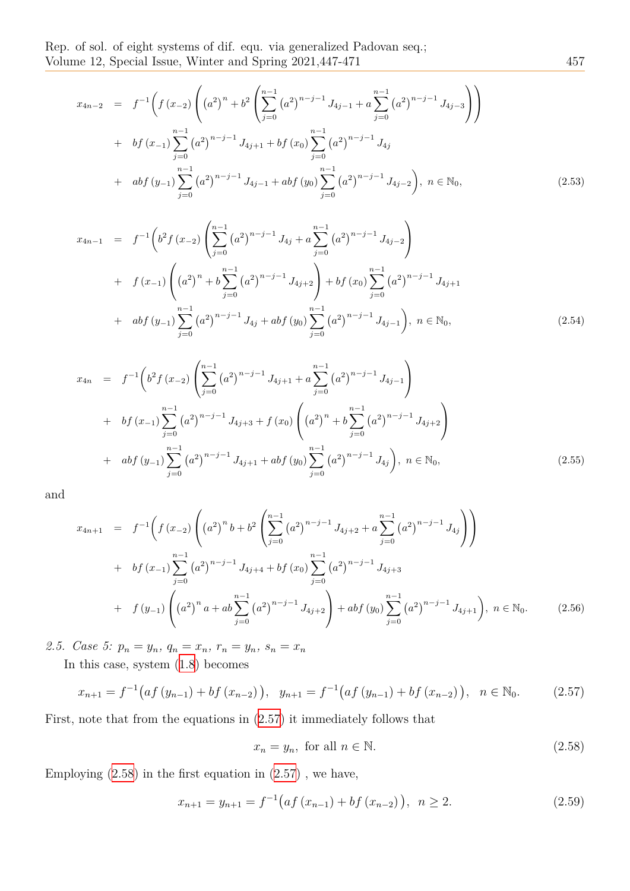$$
\begin{aligned}
x_{4n-2} &= f^{-1}\Bigg(f\left(x_{-2}\right)\left(\left(a^{2}\right)^{n}+b^{2}\left(\sum_{j=0}^{n-1}\left(a^{2}\right)^{n-j-1}J_{4j-1}+a\sum_{j=0}^{n-1}\left(a^{2}\right)^{n-j-1}J_{4j-3}\right)\right)\\
&+ bf\left(x_{-1}\right)\sum_{j=0}^{n-1}\left(a^{2}\right)^{n-j-1}J_{4j+1}+bf\left(x_{0}\right)\sum_{j=0}^{n-1}\left(a^{2}\right)^{n-j-1}J_{4j}\\
&+ abf\left(y_{-1}\right)\sum_{j=0}^{n-1}\left(a^{2}\right)^{n-j-1}J_{4j-1}+abf\left(y_{0}\right)\sum_{j=0}^{n-1}\left(a^{2}\right)^{n-j-1}J_{4j-2}\Bigg),\ n\in\mathbb{N}_{0},
\end{aligned}
\tag{2.53}
$$

$$
\begin{aligned}
x_{4n-1} &= f^{-1}\Bigg(b^{2}f\left(x_{-2}\right)\left(\sum_{j=0}^{n-1}\left(a^{2}\right)^{n-j-1}J_{4j}+a\sum_{j=0}^{n-1}\left(a^{2}\right)^{n-j-1}J_{4j-2}\right)\\
&+ f\left(x_{-1}\right)\left(\left(a^{2}\right)^{n}+b\sum_{j=0}^{n-1}\left(a^{2}\right)^{n-j-1}J_{4j+2}\right)+bf\left(x_{0}\right)\sum_{j=0}^{n-1}\left(a^{2}\right)^{n-j-1}J_{4j+1}\\
&+ abf\left(y_{-1}\right)\sum_{j=0}^{n-1}\left(a^{2}\right)^{n-j-1}J_{4j}+abf\left(y_{0}\right)\sum_{j=0}^{n-1}\left(a^{2}\right)^{n-j-1}J_{4j-1}\Bigg),\ n\in\mathbb{N}_{0},
\end{aligned}
\tag{2.54}
$$

$$
\begin{aligned}
x_{4n} &= f^{-1}\Bigg(b^{2}f\left(x_{-2}\right)\left(\sum_{j=0}^{n-1}\left(a^{2}\right)^{n-j-1}J_{4j+1}+a\sum_{j=0}^{n-1}\left(a^{2}\right)^{n-j-1}J_{4j-1}\right)\\
&+ bf\left(x_{-1}\right)\sum_{j=0}^{n-1}\left(a^{2}\right)^{n-j-1}J_{4j+3}+f\left(x_{0}\right)\left(\left(a^{2}\right)^{n}+b\sum_{j=0}^{n-1}\left(a^{2}\right)^{n-j-1}J_{4j+2}\right)\\
&+ abf\left(y_{-1}\right)\sum_{j=0}^{n-1}\left(a^{2}\right)^{n-j-1}J_{4j+1}+abf\left(y_{0}\right)\sum_{j=0}^{n-1}\left(a^{2}\right)^{n-j-1}J_{4j}\Bigg),\ n\in\mathbb{N}_{0},
\end{aligned}
\tag{2.55}
$$

and

$$
\begin{aligned}
x_{4n+1} &= f^{-1}\Bigg(f\left(x_{-2}\right)\left(\left(a^{2}\right)^{n}b+b^{2}\left(\sum_{j=0}^{n-1}\left(a^{2}\right)^{n-j-1}J_{4j+2}+a\sum_{j=0}^{n-1}\left(a^{2}\right)^{n-j-1}J_{4j}\right)\right)\\
&+ bf\left(x_{-1}\right)\sum_{j=0}^{n-1}\left(a^{2}\right)^{n-j-1}J_{4j+4}+bf\left(x_{0}\right)\sum_{j=0}^{n-1}\left(a^{2}\right)^{n-j-1}J_{4j+3}\\
&+ f\left(y_{-1}\right)\left(\left(a^{2}\right)^{n}a+ab\sum_{j=0}^{n-1}\left(a^{2}\right)^{n-j-1}J_{4j+2}\right)+abf\left(y_{0}\right)\sum_{j=0}^{n-1}\left(a^{2}\right)^{n-j-1}J_{4j+1}\Bigg),\ n\in\mathbb{N}_{0}.
\end{aligned}
\tag{2.56}
$$

*2.5. Case 5: $p_n = y_n,\ q_n = x_n,\ r_n = y_n,\ s_n = x_n$*

In this case, system (1.8) becomes

$$
x_{n+1}=f^{-1}\big(af\left(y_{n-1}\right)+bf\left(x_{n-2}\right)\big),\quad y_{n+1}=f^{-1}\big(af\left(y_{n-1}\right)+bf\left(x_{n-2}\right)\big),\quad n\in\mathbb{N}_{0}. \tag{2.57}
$$

First, note that from the equations in (2.57) it immediately follows that

$$
x_{n}=y_{n},\ \text{for all } n\in\mathbb{N}. \tag{2.58}
$$

Employing (2.58) in the first equation in (2.57) , we have,

$$
x_{n+1}=y_{n+1}=f^{-1}\big(af\left(x_{n-1}\right)+bf\left(x_{n-2}\right)\big),\ \ n\geq 2. \tag{2.59}
$$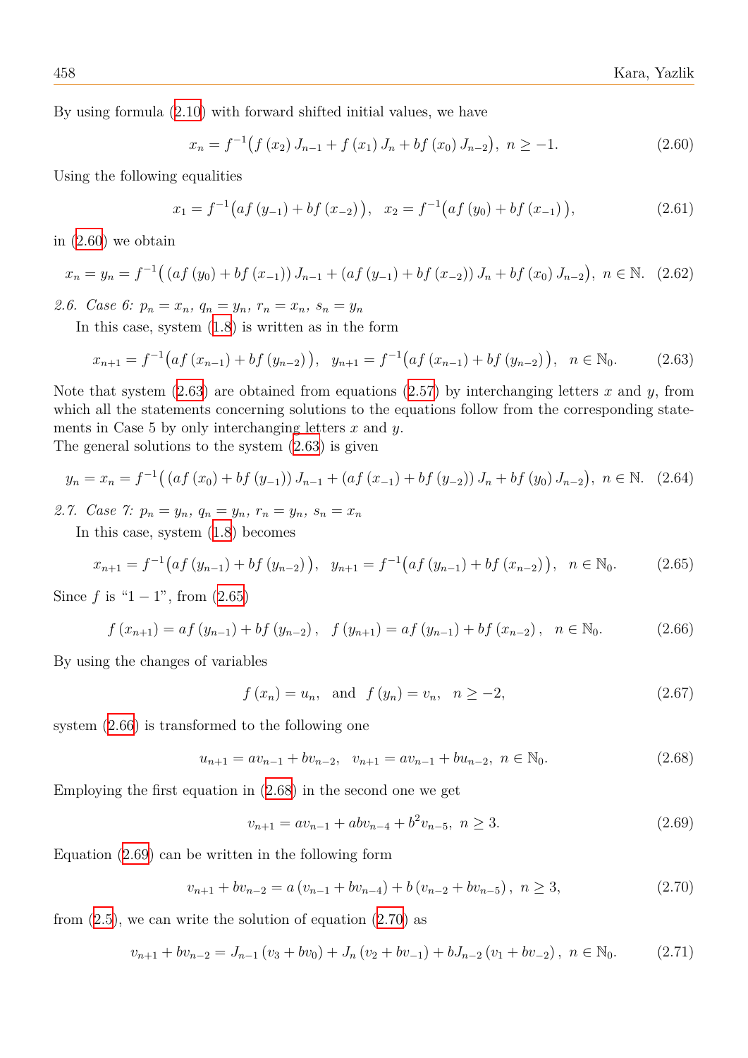By using formula (2.10) with forward shifted initial values, we have

$$x_n = f^{-1}\big(f(x_2)\,J_{n-1} + f(x_1)\,J_n + bf(x_0)\,J_{n-2}\big),\ n \geq -1. \tag{2.60}$$

Using the following equalities

$$x_1 = f^{-1}\big(af(y_{-1}) + bf(x_{-2})\big),\quad x_2 = f^{-1}\big(af(y_0) + bf(x_{-1})\big), \tag{2.61}$$

in (2.60) we obtain

$$x_n = y_n = f^{-1}\big(\,(af(y_0) + bf(x_{-1}))\,J_{n-1} + (af(y_{-1}) + bf(x_{-2}))\,J_n + bf(x_0)\,J_{n-2}\big),\ n \in \mathbb{N}. \tag{2.62}$$

*2.6. Case 6: $p_n = x_n$, $q_n = y_n$, $r_n = x_n$, $s_n = y_n$*

In this case, system (1.8) is written as in the form

$$x_{n+1} = f^{-1}\big(af(x_{n-1}) + bf(y_{n-2})\big),\quad y_{n+1} = f^{-1}\big(af(x_{n-1}) + bf(y_{n-2})\big),\quad n \in \mathbb{N}_0. \tag{2.63}$$

Note that system (2.63) are obtained from equations (2.57) by interchanging letters $x$ and $y$, from which all the statements concerning solutions to the equations follow from the corresponding statements in Case 5 by only interchanging letters $x$ and $y$.
The general solutions to the system (2.63) is given

$$y_n = x_n = f^{-1}\big(\,(af(x_0) + bf(y_{-1}))\,J_{n-1} + (af(x_{-1}) + bf(y_{-2}))\,J_n + bf(y_0)\,J_{n-2}\big),\ n \in \mathbb{N}. \tag{2.64}$$

*2.7. Case 7: $p_n = y_n$, $q_n = y_n$, $r_n = y_n$, $s_n = x_n$*

In this case, system (1.8) becomes

$$x_{n+1} = f^{-1}\big(af(y_{n-1}) + bf(y_{n-2})\big),\quad y_{n+1} = f^{-1}\big(af(y_{n-1}) + bf(x_{n-2})\big),\quad n \in \mathbb{N}_0. \tag{2.65}$$

Since $f$ is "$1-1$", from (2.65)

$$f(x_{n+1}) = af(y_{n-1}) + bf(y_{n-2}),\quad f(y_{n+1}) = af(y_{n-1}) + bf(x_{n-2}),\quad n \in \mathbb{N}_0. \tag{2.66}$$

By using the changes of variables

$$f(x_n) = u_n,\quad \text{and}\quad f(y_n) = v_n,\quad n \geq -2, \tag{2.67}$$

system (2.66) is transformed to the following one

$$u_{n+1} = av_{n-1} + bv_{n-2},\quad v_{n+1} = av_{n-1} + bu_{n-2},\ n \in \mathbb{N}_0. \tag{2.68}$$

Employing the first equation in (2.68) in the second one we get

$$v_{n+1} = av_{n-1} + abv_{n-4} + b^2 v_{n-5},\ n \geq 3. \tag{2.69}$$

Equation (2.69) can be written in the following form

$$v_{n+1} + bv_{n-2} = a\,(v_{n-1} + bv_{n-4}) + b\,(v_{n-2} + bv_{n-5}),\ n \geq 3, \tag{2.70}$$

from (2.5), we can write the solution of equation (2.70) as

$$v_{n+1} + bv_{n-2} = J_{n-1}\,(v_3 + bv_0) + J_n\,(v_2 + bv_{-1}) + bJ_{n-2}\,(v_1 + bv_{-2}),\ n \in \mathbb{N}_0. \tag{2.71}$$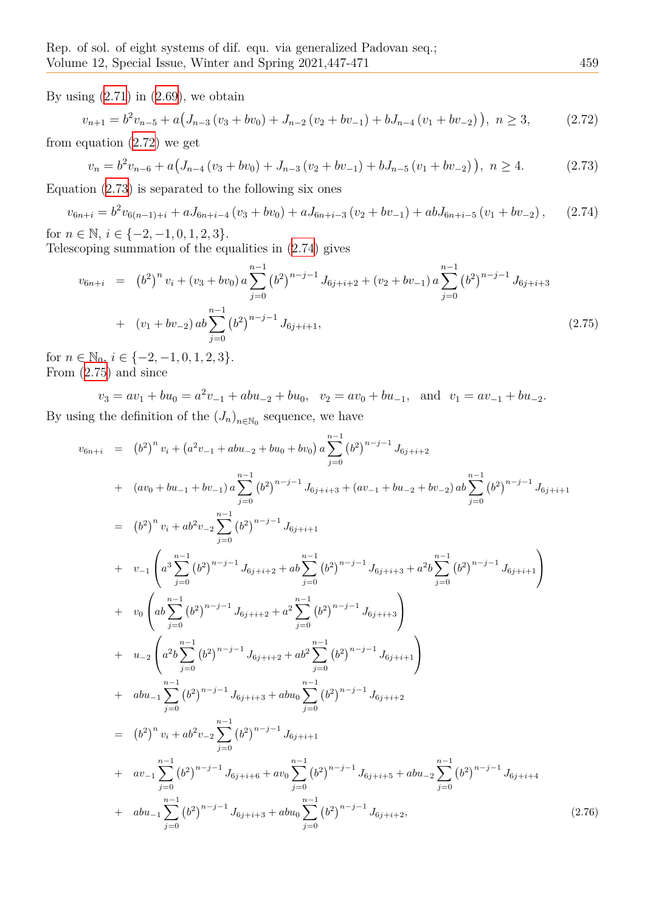By using (2.71) in (2.69), we obtain

$$v_{n+1}=b^2v_{n-5}+a\big(J_{n-3}\left(v_3+bv_0\right)+J_{n-2}\left(v_2+bv_{-1}\right)+bJ_{n-4}\left(v_1+bv_{-2}\right)\big),\ n\geq 3, \tag{2.72}$$

from equation (2.72) we get

$$v_{n}=b^2v_{n-6}+a\big(J_{n-4}\left(v_3+bv_0\right)+J_{n-3}\left(v_2+bv_{-1}\right)+bJ_{n-5}\left(v_1+bv_{-2}\right)\big),\ n\geq 4. \tag{2.73}$$

Equation (2.73) is separated to the following six ones

$$v_{6n+i}=b^2v_{6(n-1)+i}+aJ_{6n+i-4}\left(v_3+bv_0\right)+aJ_{6n+i-3}\left(v_2+bv_{-1}\right)+abJ_{6n+i-5}\left(v_1+bv_{-2}\right), \tag{2.74}$$

for $n\in\mathbb{N}$, $i\in\{-2,-1,0,1,2,3\}$.

Telescoping summation of the equalities in (2.74) gives

$$\begin{aligned}
v_{6n+i} &= \left(b^2\right)^n v_i+\left(v_3+bv_0\right)a\sum_{j=0}^{n-1}\left(b^2\right)^{n-j-1}J_{6j+i+2}+\left(v_2+bv_{-1}\right)a\sum_{j=0}^{n-1}\left(b^2\right)^{n-j-1}J_{6j+i+3}\\
&+ \left(v_1+bv_{-2}\right)ab\sum_{j=0}^{n-1}\left(b^2\right)^{n-j-1}J_{6j+i+1},
\end{aligned} \tag{2.75}$$

for $n\in\mathbb{N}_0$, $i\in\{-2,-1,0,1,2,3\}$.

From (2.75) and since

$$v_3=av_1+bu_0=a^2v_{-1}+abu_{-2}+bu_0,\quad v_2=av_0+bu_{-1},\quad \text{and}\quad v_1=av_{-1}+bu_{-2}.$$

By using the definition of the $\left(J_n\right)_{n\in\mathbb{N}_0}$ sequence, we have

$$\begin{aligned}
v_{6n+i} &= \left(b^2\right)^n v_i+\left(a^2v_{-1}+abu_{-2}+bu_0+bv_0\right)a\sum_{j=0}^{n-1}\left(b^2\right)^{n-j-1}J_{6j+i+2}\\
&+ \left(av_0+bu_{-1}+bv_{-1}\right)a\sum_{j=0}^{n-1}\left(b^2\right)^{n-j-1}J_{6j+i+3}+\left(av_{-1}+bu_{-2}+bv_{-2}\right)ab\sum_{j=0}^{n-1}\left(b^2\right)^{n-j-1}J_{6j+i+1}\\
&= \left(b^2\right)^n v_i+ab^2v_{-2}\sum_{j=0}^{n-1}\left(b^2\right)^{n-j-1}J_{6j+i+1}\\
&+ v_{-1}\left(a^3\sum_{j=0}^{n-1}\left(b^2\right)^{n-j-1}J_{6j+i+2}+ab\sum_{j=0}^{n-1}\left(b^2\right)^{n-j-1}J_{6j+i+3}+a^2b\sum_{j=0}^{n-1}\left(b^2\right)^{n-j-1}J_{6j+i+1}\right)\\
&+ v_0\left(ab\sum_{j=0}^{n-1}\left(b^2\right)^{n-j-1}J_{6j+i+2}+a^2\sum_{j=0}^{n-1}\left(b^2\right)^{n-j-1}J_{6j+i+3}\right)\\
&+ u_{-2}\left(a^2b\sum_{j=0}^{n-1}\left(b^2\right)^{n-j-1}J_{6j+i+2}+ab^2\sum_{j=0}^{n-1}\left(b^2\right)^{n-j-1}J_{6j+i+1}\right)\\
&+ abu_{-1}\sum_{j=0}^{n-1}\left(b^2\right)^{n-j-1}J_{6j+i+3}+abu_0\sum_{j=0}^{n-1}\left(b^2\right)^{n-j-1}J_{6j+i+2}\\
&= \left(b^2\right)^n v_i+ab^2v_{-2}\sum_{j=0}^{n-1}\left(b^2\right)^{n-j-1}J_{6j+i+1}\\
&+ av_{-1}\sum_{j=0}^{n-1}\left(b^2\right)^{n-j-1}J_{6j+i+6}+av_0\sum_{j=0}^{n-1}\left(b^2\right)^{n-j-1}J_{6j+i+5}+abu_{-2}\sum_{j=0}^{n-1}\left(b^2\right)^{n-j-1}J_{6j+i+4}\\
&+ abu_{-1}\sum_{j=0}^{n-1}\left(b^2\right)^{n-j-1}J_{6j+i+3}+abu_0\sum_{j=0}^{n-1}\left(b^2\right)^{n-j-1}J_{6j+i+2},
\end{aligned} \tag{2.76}$$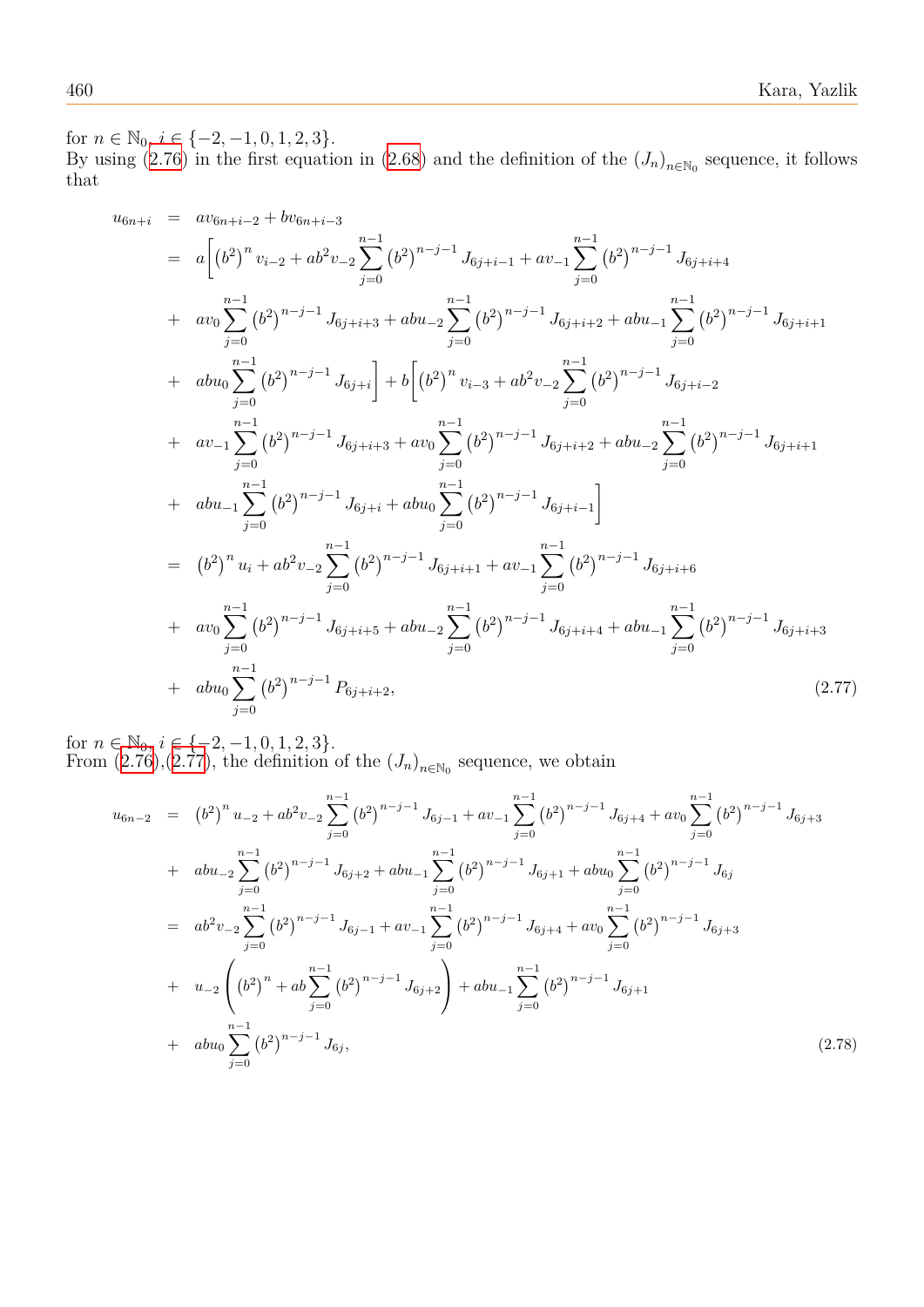for $n \in \mathbb{N}_0$, $i \in \{-2,-1,0,1,2,3\}$.
By using (2.76) in the first equation in (2.68) and the definition of the $(J_n)_{n\in\mathbb{N}_0}$ sequence, it follows that

$$
\begin{aligned}
u_{6n+i} &= av_{6n+i-2} + bv_{6n+i-3} \\
&= a\Bigg[\left(b^2\right)^n v_{i-2} + ab^2 v_{-2}\sum_{j=0}^{n-1}\left(b^2\right)^{n-j-1} J_{6j+i-1} + av_{-1}\sum_{j=0}^{n-1}\left(b^2\right)^{n-j-1} J_{6j+i+4} \\
&+ av_0\sum_{j=0}^{n-1}\left(b^2\right)^{n-j-1} J_{6j+i+3} + abu_{-2}\sum_{j=0}^{n-1}\left(b^2\right)^{n-j-1} J_{6j+i+2} + abu_{-1}\sum_{j=0}^{n-1}\left(b^2\right)^{n-j-1} J_{6j+i+1} \\
&+ abu_0\sum_{j=0}^{n-1}\left(b^2\right)^{n-j-1} J_{6j+i}\Bigg] + b\Bigg[\left(b^2\right)^n v_{i-3} + ab^2 v_{-2}\sum_{j=0}^{n-1}\left(b^2\right)^{n-j-1} J_{6j+i-2} \\
&+ av_{-1}\sum_{j=0}^{n-1}\left(b^2\right)^{n-j-1} J_{6j+i+3} + av_0\sum_{j=0}^{n-1}\left(b^2\right)^{n-j-1} J_{6j+i+2} + abu_{-2}\sum_{j=0}^{n-1}\left(b^2\right)^{n-j-1} J_{6j+i+1} \\
&+ abu_{-1}\sum_{j=0}^{n-1}\left(b^2\right)^{n-j-1} J_{6j+i} + abu_0\sum_{j=0}^{n-1}\left(b^2\right)^{n-j-1} J_{6j+i-1}\Bigg] \\
&= \left(b^2\right)^n u_i + ab^2 v_{-2}\sum_{j=0}^{n-1}\left(b^2\right)^{n-j-1} J_{6j+i+1} + av_{-1}\sum_{j=0}^{n-1}\left(b^2\right)^{n-j-1} J_{6j+i+6} \\
&+ av_0\sum_{j=0}^{n-1}\left(b^2\right)^{n-j-1} J_{6j+i+5} + abu_{-2}\sum_{j=0}^{n-1}\left(b^2\right)^{n-j-1} J_{6j+i+4} + abu_{-1}\sum_{j=0}^{n-1}\left(b^2\right)^{n-j-1} J_{6j+i+3} \\
&+ abu_0\sum_{j=0}^{n-1}\left(b^2\right)^{n-j-1} P_{6j+i+2},
\end{aligned}
\tag{2.77}
$$

for $n \in \mathbb{N}_0$, $i \in \{-2,-1,0,1,2,3\}$.
From (2.76),(2.77), the definition of the $(J_n)_{n\in\mathbb{N}_0}$ sequence, we obtain

$$
\begin{aligned}
u_{6n-2} &= \left(b^2\right)^n u_{-2} + ab^2 v_{-2}\sum_{j=0}^{n-1}\left(b^2\right)^{n-j-1} J_{6j-1} + av_{-1}\sum_{j=0}^{n-1}\left(b^2\right)^{n-j-1} J_{6j+4} + av_0\sum_{j=0}^{n-1}\left(b^2\right)^{n-j-1} J_{6j+3} \\
&+ abu_{-2}\sum_{j=0}^{n-1}\left(b^2\right)^{n-j-1} J_{6j+2} + abu_{-1}\sum_{j=0}^{n-1}\left(b^2\right)^{n-j-1} J_{6j+1} + abu_0\sum_{j=0}^{n-1}\left(b^2\right)^{n-j-1} J_{6j} \\
&= ab^2 v_{-2}\sum_{j=0}^{n-1}\left(b^2\right)^{n-j-1} J_{6j-1} + av_{-1}\sum_{j=0}^{n-1}\left(b^2\right)^{n-j-1} J_{6j+4} + av_0\sum_{j=0}^{n-1}\left(b^2\right)^{n-j-1} J_{6j+3} \\
&+ u_{-2}\left(\left(b^2\right)^n + ab\sum_{j=0}^{n-1}\left(b^2\right)^{n-j-1} J_{6j+2}\right) + abu_{-1}\sum_{j=0}^{n-1}\left(b^2\right)^{n-j-1} J_{6j+1} \\
&+ abu_0\sum_{j=0}^{n-1}\left(b^2\right)^{n-j-1} J_{6j},
\end{aligned}
\tag{2.78}
$$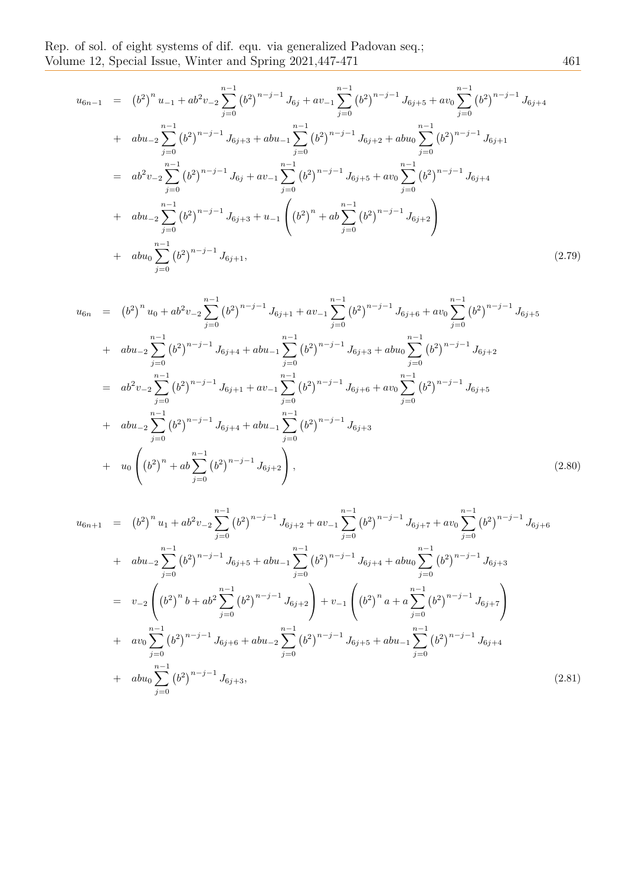$$
\begin{aligned}
u_{6n-1} &= \left(b^2\right)^n u_{-1} + ab^2 v_{-2} \sum_{j=0}^{n-1} \left(b^2\right)^{n-j-1} J_{6j} + av_{-1} \sum_{j=0}^{n-1} \left(b^2\right)^{n-j-1} J_{6j+5} + av_0 \sum_{j=0}^{n-1} \left(b^2\right)^{n-j-1} J_{6j+4} \\
&+ abu_{-2} \sum_{j=0}^{n-1} \left(b^2\right)^{n-j-1} J_{6j+3} + abu_{-1} \sum_{j=0}^{n-1} \left(b^2\right)^{n-j-1} J_{6j+2} + abu_0 \sum_{j=0}^{n-1} \left(b^2\right)^{n-j-1} J_{6j+1} \\
&= ab^2 v_{-2} \sum_{j=0}^{n-1} \left(b^2\right)^{n-j-1} J_{6j} + av_{-1} \sum_{j=0}^{n-1} \left(b^2\right)^{n-j-1} J_{6j+5} + av_0 \sum_{j=0}^{n-1} \left(b^2\right)^{n-j-1} J_{6j+4} \\
&+ abu_{-2} \sum_{j=0}^{n-1} \left(b^2\right)^{n-j-1} J_{6j+3} + u_{-1} \left( \left(b^2\right)^n + ab \sum_{j=0}^{n-1} \left(b^2\right)^{n-j-1} J_{6j+2} \right) \\
&+ abu_0 \sum_{j=0}^{n-1} \left(b^2\right)^{n-j-1} J_{6j+1}, \qquad (2.79)
\end{aligned}
$$

$$
\begin{aligned}
u_{6n} &= \left(b^2\right)^n u_0 + ab^2 v_{-2} \sum_{j=0}^{n-1} \left(b^2\right)^{n-j-1} J_{6j+1} + av_{-1} \sum_{j=0}^{n-1} \left(b^2\right)^{n-j-1} J_{6j+6} + av_0 \sum_{j=0}^{n-1} \left(b^2\right)^{n-j-1} J_{6j+5} \\
&+ abu_{-2} \sum_{j=0}^{n-1} \left(b^2\right)^{n-j-1} J_{6j+4} + abu_{-1} \sum_{j=0}^{n-1} \left(b^2\right)^{n-j-1} J_{6j+3} + abu_0 \sum_{j=0}^{n-1} \left(b^2\right)^{n-j-1} J_{6j+2} \\
&= ab^2 v_{-2} \sum_{j=0}^{n-1} \left(b^2\right)^{n-j-1} J_{6j+1} + av_{-1} \sum_{j=0}^{n-1} \left(b^2\right)^{n-j-1} J_{6j+6} + av_0 \sum_{j=0}^{n-1} \left(b^2\right)^{n-j-1} J_{6j+5} \\
&+ abu_{-2} \sum_{j=0}^{n-1} \left(b^2\right)^{n-j-1} J_{6j+4} + abu_{-1} \sum_{j=0}^{n-1} \left(b^2\right)^{n-j-1} J_{6j+3} \\
&+ u_0 \left( \left(b^2\right)^n + ab \sum_{j=0}^{n-1} \left(b^2\right)^{n-j-1} J_{6j+2} \right), \qquad (2.80)
\end{aligned}
$$

$$
\begin{aligned}
u_{6n+1} &= \left(b^2\right)^n u_1 + ab^2 v_{-2} \sum_{j=0}^{n-1} \left(b^2\right)^{n-j-1} J_{6j+2} + av_{-1} \sum_{j=0}^{n-1} \left(b^2\right)^{n-j-1} J_{6j+7} + av_0 \sum_{j=0}^{n-1} \left(b^2\right)^{n-j-1} J_{6j+6} \\
&+ abu_{-2} \sum_{j=0}^{n-1} \left(b^2\right)^{n-j-1} J_{6j+5} + abu_{-1} \sum_{j=0}^{n-1} \left(b^2\right)^{n-j-1} J_{6j+4} + abu_0 \sum_{j=0}^{n-1} \left(b^2\right)^{n-j-1} J_{6j+3} \\
&= v_{-2} \left( \left(b^2\right)^n b + ab^2 \sum_{j=0}^{n-1} \left(b^2\right)^{n-j-1} J_{6j+2} \right) + v_{-1} \left( \left(b^2\right)^n a + a \sum_{j=0}^{n-1} \left(b^2\right)^{n-j-1} J_{6j+7} \right) \\
&+ av_0 \sum_{j=0}^{n-1} \left(b^2\right)^{n-j-1} J_{6j+6} + abu_{-2} \sum_{j=0}^{n-1} \left(b^2\right)^{n-j-1} J_{6j+5} + abu_{-1} \sum_{j=0}^{n-1} \left(b^2\right)^{n-j-1} J_{6j+4} \\
&+ abu_0 \sum_{j=0}^{n-1} \left(b^2\right)^{n-j-1} J_{6j+3}, \qquad (2.81)
\end{aligned}
$$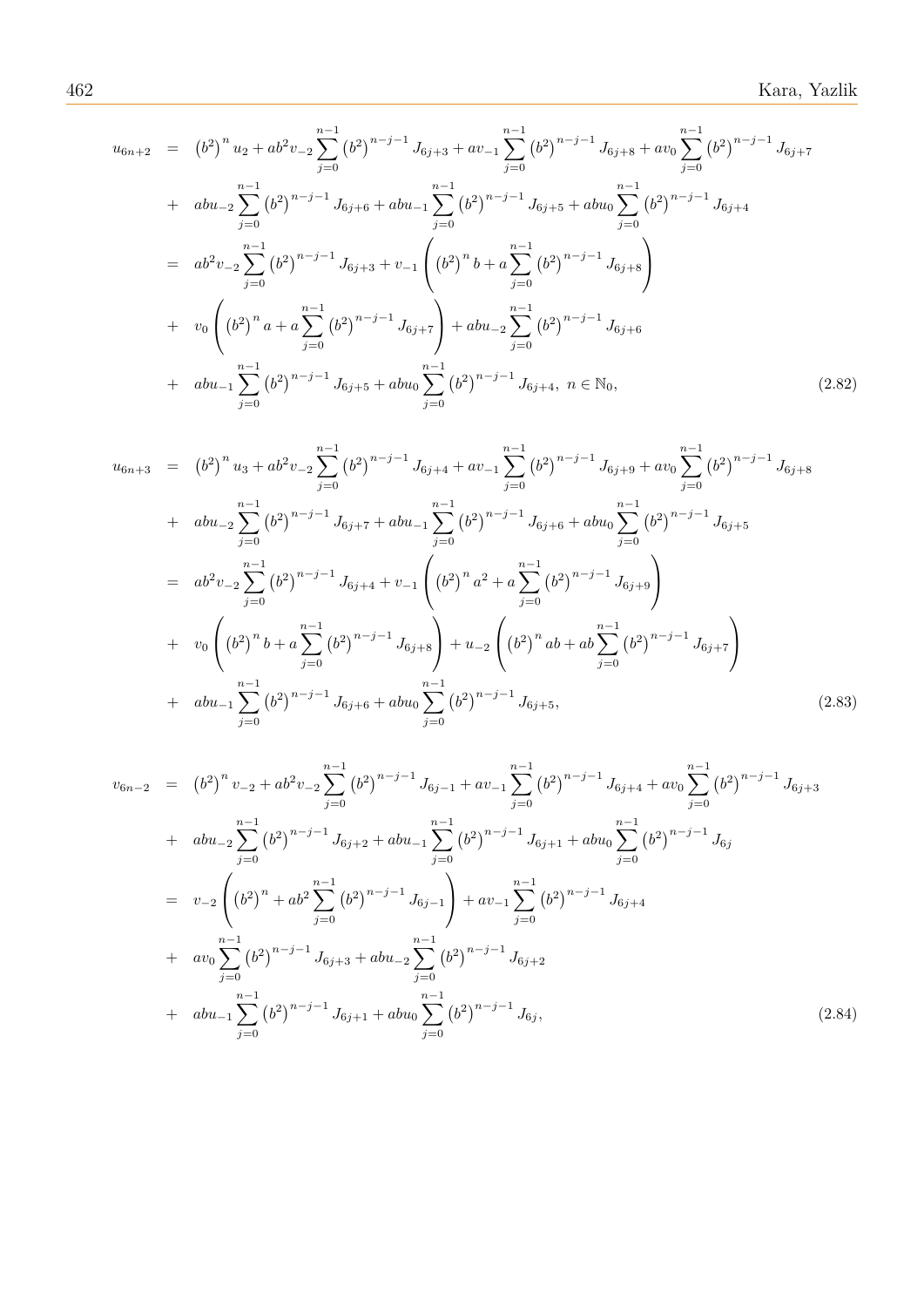$$
\begin{aligned}
u_{6n+2} &= \left(b^2\right)^n u_2 + ab^2 v_{-2}\sum_{j=0}^{n-1}\left(b^2\right)^{n-j-1} J_{6j+3} + av_{-1}\sum_{j=0}^{n-1}\left(b^2\right)^{n-j-1} J_{6j+8} + av_0\sum_{j=0}^{n-1}\left(b^2\right)^{n-j-1} J_{6j+7}\\
&+ abu_{-2}\sum_{j=0}^{n-1}\left(b^2\right)^{n-j-1} J_{6j+6} + abu_{-1}\sum_{j=0}^{n-1}\left(b^2\right)^{n-j-1} J_{6j+5} + abu_0\sum_{j=0}^{n-1}\left(b^2\right)^{n-j-1} J_{6j+4}\\
&= ab^2 v_{-2}\sum_{j=0}^{n-1}\left(b^2\right)^{n-j-1} J_{6j+3} + v_{-1}\left(\left(b^2\right)^n b + a\sum_{j=0}^{n-1}\left(b^2\right)^{n-j-1} J_{6j+8}\right)\\
&+ v_0\left(\left(b^2\right)^n a + a\sum_{j=0}^{n-1}\left(b^2\right)^{n-j-1} J_{6j+7}\right) + abu_{-2}\sum_{j=0}^{n-1}\left(b^2\right)^{n-j-1} J_{6j+6}\\
&+ abu_{-1}\sum_{j=0}^{n-1}\left(b^2\right)^{n-j-1} J_{6j+5} + abu_0\sum_{j=0}^{n-1}\left(b^2\right)^{n-j-1} J_{6j+4},\ n\in\mathbb{N}_0,
\end{aligned}
\tag{2.82}
$$

$$
\begin{aligned}
u_{6n+3} &= \left(b^2\right)^n u_3 + ab^2 v_{-2}\sum_{j=0}^{n-1}\left(b^2\right)^{n-j-1} J_{6j+4} + av_{-1}\sum_{j=0}^{n-1}\left(b^2\right)^{n-j-1} J_{6j+9} + av_0\sum_{j=0}^{n-1}\left(b^2\right)^{n-j-1} J_{6j+8}\\
&+ abu_{-2}\sum_{j=0}^{n-1}\left(b^2\right)^{n-j-1} J_{6j+7} + abu_{-1}\sum_{j=0}^{n-1}\left(b^2\right)^{n-j-1} J_{6j+6} + abu_0\sum_{j=0}^{n-1}\left(b^2\right)^{n-j-1} J_{6j+5}\\
&= ab^2 v_{-2}\sum_{j=0}^{n-1}\left(b^2\right)^{n-j-1} J_{6j+4} + v_{-1}\left(\left(b^2\right)^n a^2 + a\sum_{j=0}^{n-1}\left(b^2\right)^{n-j-1} J_{6j+9}\right)\\
&+ v_0\left(\left(b^2\right)^n b + a\sum_{j=0}^{n-1}\left(b^2\right)^{n-j-1} J_{6j+8}\right) + u_{-2}\left(\left(b^2\right)^n ab + ab\sum_{j=0}^{n-1}\left(b^2\right)^{n-j-1} J_{6j+7}\right)\\
&+ abu_{-1}\sum_{j=0}^{n-1}\left(b^2\right)^{n-j-1} J_{6j+6} + abu_0\sum_{j=0}^{n-1}\left(b^2\right)^{n-j-1} J_{6j+5},
\end{aligned}
\tag{2.83}
$$

$$
\begin{aligned}
v_{6n-2} &= \left(b^2\right)^n v_{-2} + ab^2 v_{-2}\sum_{j=0}^{n-1}\left(b^2\right)^{n-j-1} J_{6j-1} + av_{-1}\sum_{j=0}^{n-1}\left(b^2\right)^{n-j-1} J_{6j+4} + av_0\sum_{j=0}^{n-1}\left(b^2\right)^{n-j-1} J_{6j+3}\\
&+ abu_{-2}\sum_{j=0}^{n-1}\left(b^2\right)^{n-j-1} J_{6j+2} + abu_{-1}\sum_{j=0}^{n-1}\left(b^2\right)^{n-j-1} J_{6j+1} + abu_0\sum_{j=0}^{n-1}\left(b^2\right)^{n-j-1} J_{6j}\\
&= v_{-2}\left(\left(b^2\right)^n + ab^2\sum_{j=0}^{n-1}\left(b^2\right)^{n-j-1} J_{6j-1}\right) + av_{-1}\sum_{j=0}^{n-1}\left(b^2\right)^{n-j-1} J_{6j+4}\\
&+ av_0\sum_{j=0}^{n-1}\left(b^2\right)^{n-j-1} J_{6j+3} + abu_{-2}\sum_{j=0}^{n-1}\left(b^2\right)^{n-j-1} J_{6j+2}\\
&+ abu_{-1}\sum_{j=0}^{n-1}\left(b^2\right)^{n-j-1} J_{6j+1} + abu_0\sum_{j=0}^{n-1}\left(b^2\right)^{n-j-1} J_{6j},
\end{aligned}
\tag{2.84}
$$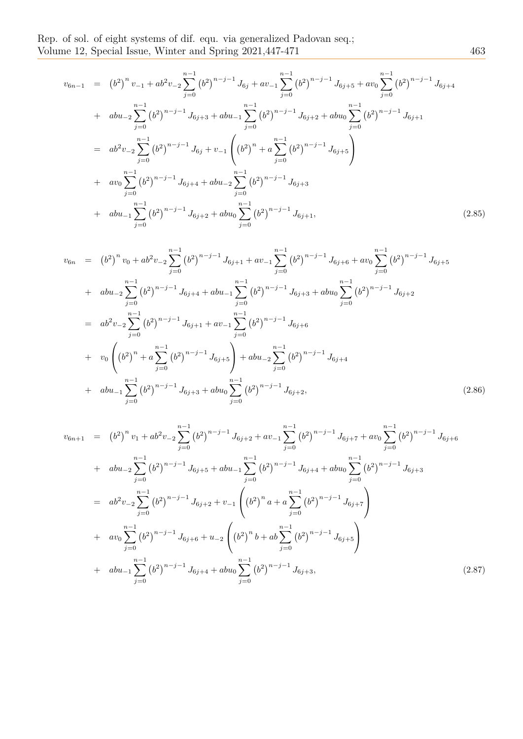$$
\begin{aligned}
v_{6n-1} &= \left(b^2\right)^n v_{-1} + ab^2 v_{-2} \sum_{j=0}^{n-1} \left(b^2\right)^{n-j-1} J_{6j} + av_{-1} \sum_{j=0}^{n-1} \left(b^2\right)^{n-j-1} J_{6j+5} + av_0 \sum_{j=0}^{n-1} \left(b^2\right)^{n-j-1} J_{6j+4} \\
&+ abu_{-2} \sum_{j=0}^{n-1} \left(b^2\right)^{n-j-1} J_{6j+3} + abu_{-1} \sum_{j=0}^{n-1} \left(b^2\right)^{n-j-1} J_{6j+2} + abu_0 \sum_{j=0}^{n-1} \left(b^2\right)^{n-j-1} J_{6j+1} \\
&= ab^2 v_{-2} \sum_{j=0}^{n-1} \left(b^2\right)^{n-j-1} J_{6j} + v_{-1} \left( \left(b^2\right)^n + a \sum_{j=0}^{n-1} \left(b^2\right)^{n-j-1} J_{6j+5} \right) \\
&+ av_0 \sum_{j=0}^{n-1} \left(b^2\right)^{n-j-1} J_{6j+4} + abu_{-2} \sum_{j=0}^{n-1} \left(b^2\right)^{n-j-1} J_{6j+3} \\
&+ abu_{-1} \sum_{j=0}^{n-1} \left(b^2\right)^{n-j-1} J_{6j+2} + abu_0 \sum_{j=0}^{n-1} \left(b^2\right)^{n-j-1} J_{6j+1}, \qquad (2.85)
\end{aligned}
$$

$$
\begin{aligned}
v_{6n} &= \left(b^2\right)^n v_0 + ab^2 v_{-2} \sum_{j=0}^{n-1} \left(b^2\right)^{n-j-1} J_{6j+1} + av_{-1} \sum_{j=0}^{n-1} \left(b^2\right)^{n-j-1} J_{6j+6} + av_0 \sum_{j=0}^{n-1} \left(b^2\right)^{n-j-1} J_{6j+5} \\
&+ abu_{-2} \sum_{j=0}^{n-1} \left(b^2\right)^{n-j-1} J_{6j+4} + abu_{-1} \sum_{j=0}^{n-1} \left(b^2\right)^{n-j-1} J_{6j+3} + abu_0 \sum_{j=0}^{n-1} \left(b^2\right)^{n-j-1} J_{6j+2} \\
&= ab^2 v_{-2} \sum_{j=0}^{n-1} \left(b^2\right)^{n-j-1} J_{6j+1} + av_{-1} \sum_{j=0}^{n-1} \left(b^2\right)^{n-j-1} J_{6j+6} \\
&+ v_0 \left( \left(b^2\right)^n + a \sum_{j=0}^{n-1} \left(b^2\right)^{n-j-1} J_{6j+5} \right) + abu_{-2} \sum_{j=0}^{n-1} \left(b^2\right)^{n-j-1} J_{6j+4} \\
&+ abu_{-1} \sum_{j=0}^{n-1} \left(b^2\right)^{n-j-1} J_{6j+3} + abu_0 \sum_{j=0}^{n-1} \left(b^2\right)^{n-j-1} J_{6j+2}, \qquad (2.86)
\end{aligned}
$$

$$
\begin{aligned}
v_{6n+1} &= \left(b^2\right)^n v_1 + ab^2 v_{-2} \sum_{j=0}^{n-1} \left(b^2\right)^{n-j-1} J_{6j+2} + av_{-1} \sum_{j=0}^{n-1} \left(b^2\right)^{n-j-1} J_{6j+7} + av_0 \sum_{j=0}^{n-1} \left(b^2\right)^{n-j-1} J_{6j+6} \\
&+ abu_{-2} \sum_{j=0}^{n-1} \left(b^2\right)^{n-j-1} J_{6j+5} + abu_{-1} \sum_{j=0}^{n-1} \left(b^2\right)^{n-j-1} J_{6j+4} + abu_0 \sum_{j=0}^{n-1} \left(b^2\right)^{n-j-1} J_{6j+3} \\
&= ab^2 v_{-2} \sum_{j=0}^{n-1} \left(b^2\right)^{n-j-1} J_{6j+2} + v_{-1} \left( \left(b^2\right)^n a + a \sum_{j=0}^{n-1} \left(b^2\right)^{n-j-1} J_{6j+7} \right) \\
&+ av_0 \sum_{j=0}^{n-1} \left(b^2\right)^{n-j-1} J_{6j+6} + u_{-2} \left( \left(b^2\right)^n b + ab \sum_{j=0}^{n-1} \left(b^2\right)^{n-j-1} J_{6j+5} \right) \\
&+ abu_{-1} \sum_{j=0}^{n-1} \left(b^2\right)^{n-j-1} J_{6j+4} + abu_0 \sum_{j=0}^{n-1} \left(b^2\right)^{n-j-1} J_{6j+3}, \qquad (2.87)
\end{aligned}
$$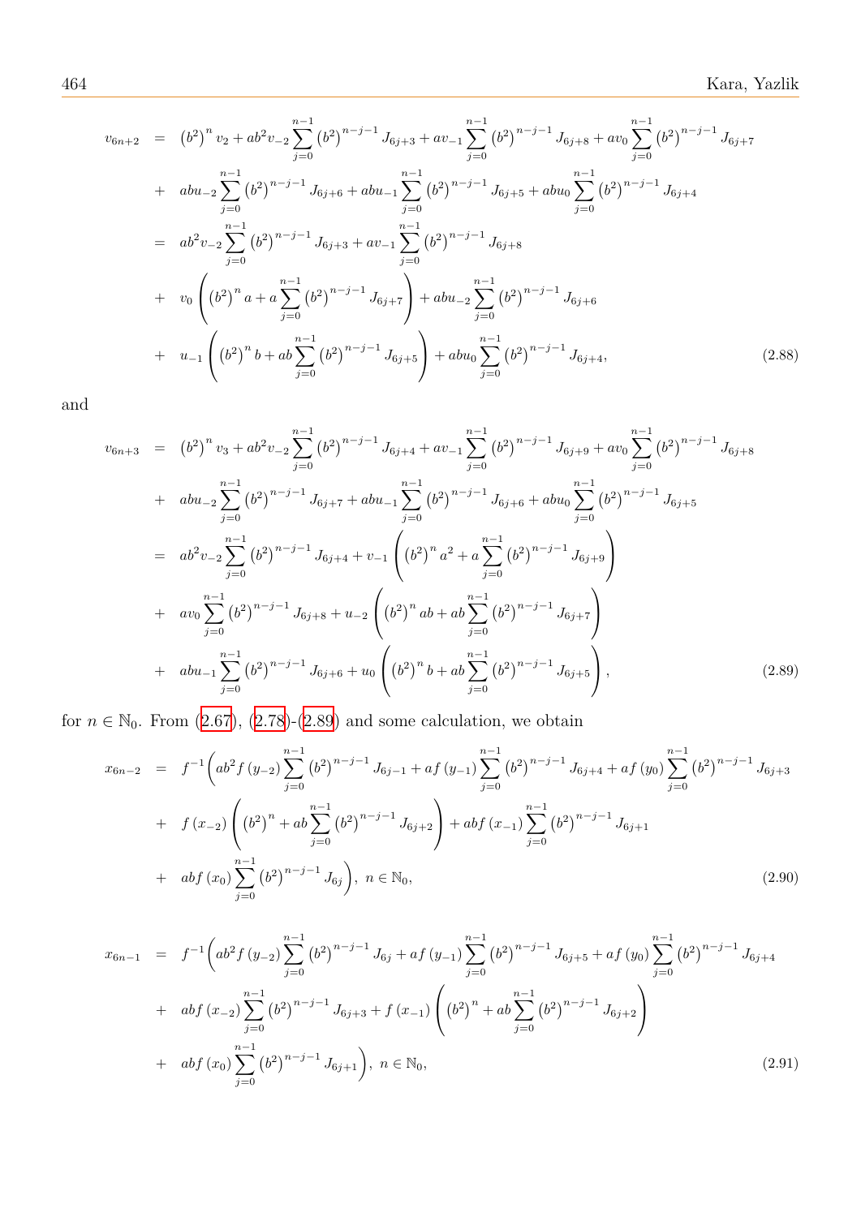$$
\begin{aligned}
v_{6n+2} &= \left(b^2\right)^n v_2 + ab^2 v_{-2} \sum_{j=0}^{n-1} \left(b^2\right)^{n-j-1} J_{6j+3} + av_{-1} \sum_{j=0}^{n-1} \left(b^2\right)^{n-j-1} J_{6j+8} + av_0 \sum_{j=0}^{n-1} \left(b^2\right)^{n-j-1} J_{6j+7} \\
&+ abu_{-2} \sum_{j=0}^{n-1} \left(b^2\right)^{n-j-1} J_{6j+6} + abu_{-1} \sum_{j=0}^{n-1} \left(b^2\right)^{n-j-1} J_{6j+5} + abu_0 \sum_{j=0}^{n-1} \left(b^2\right)^{n-j-1} J_{6j+4} \\
&= ab^2 v_{-2} \sum_{j=0}^{n-1} \left(b^2\right)^{n-j-1} J_{6j+3} + av_{-1} \sum_{j=0}^{n-1} \left(b^2\right)^{n-j-1} J_{6j+8} \\
&+ v_0 \left( \left(b^2\right)^n a + a \sum_{j=0}^{n-1} \left(b^2\right)^{n-j-1} J_{6j+7} \right) + abu_{-2} \sum_{j=0}^{n-1} \left(b^2\right)^{n-j-1} J_{6j+6} \\
&+ u_{-1} \left( \left(b^2\right)^n b + ab \sum_{j=0}^{n-1} \left(b^2\right)^{n-j-1} J_{6j+5} \right) + abu_0 \sum_{j=0}^{n-1} \left(b^2\right)^{n-j-1} J_{6j+4}, 
\end{aligned}
\tag{2.88}
$$

and

$$
\begin{aligned}
v_{6n+3} &= \left(b^2\right)^n v_3 + ab^2 v_{-2} \sum_{j=0}^{n-1} \left(b^2\right)^{n-j-1} J_{6j+4} + av_{-1} \sum_{j=0}^{n-1} \left(b^2\right)^{n-j-1} J_{6j+9} + av_0 \sum_{j=0}^{n-1} \left(b^2\right)^{n-j-1} J_{6j+8} \\
&+ abu_{-2} \sum_{j=0}^{n-1} \left(b^2\right)^{n-j-1} J_{6j+7} + abu_{-1} \sum_{j=0}^{n-1} \left(b^2\right)^{n-j-1} J_{6j+6} + abu_0 \sum_{j=0}^{n-1} \left(b^2\right)^{n-j-1} J_{6j+5} \\
&= ab^2 v_{-2} \sum_{j=0}^{n-1} \left(b^2\right)^{n-j-1} J_{6j+4} + v_{-1} \left( \left(b^2\right)^n a^2 + a \sum_{j=0}^{n-1} \left(b^2\right)^{n-j-1} J_{6j+9} \right) \\
&+ av_0 \sum_{j=0}^{n-1} \left(b^2\right)^{n-j-1} J_{6j+8} + u_{-2} \left( \left(b^2\right)^n ab + ab \sum_{j=0}^{n-1} \left(b^2\right)^{n-j-1} J_{6j+7} \right) \\
&+ abu_{-1} \sum_{j=0}^{n-1} \left(b^2\right)^{n-j-1} J_{6j+6} + u_0 \left( \left(b^2\right)^n b + ab \sum_{j=0}^{n-1} \left(b^2\right)^{n-j-1} J_{6j+5} \right), 
\end{aligned}
\tag{2.89}
$$

for $n \in \mathbb{N}_0$. From (2.67), (2.78)-(2.89) and some calculation, we obtain

$$
\begin{aligned}
x_{6n-2} &= f^{-1} \Bigg( ab^2 f(y_{-2}) \sum_{j=0}^{n-1} \left(b^2\right)^{n-j-1} J_{6j-1} + af(y_{-1}) \sum_{j=0}^{n-1} \left(b^2\right)^{n-j-1} J_{6j+4} + af(y_0) \sum_{j=0}^{n-1} \left(b^2\right)^{n-j-1} J_{6j+3} \\
&+ f(x_{-2}) \left( \left(b^2\right)^n + ab \sum_{j=0}^{n-1} \left(b^2\right)^{n-j-1} J_{6j+2} \right) + abf(x_{-1}) \sum_{j=0}^{n-1} \left(b^2\right)^{n-j-1} J_{6j+1} \\
&+ abf(x_0) \sum_{j=0}^{n-1} \left(b^2\right)^{n-j-1} J_{6j} \Bigg), \ n \in \mathbb{N}_0, 
\end{aligned}
\tag{2.90}
$$

$$
\begin{aligned}
x_{6n-1} &= f^{-1} \Bigg( ab^2 f(y_{-2}) \sum_{j=0}^{n-1} \left(b^2\right)^{n-j-1} J_{6j} + af(y_{-1}) \sum_{j=0}^{n-1} \left(b^2\right)^{n-j-1} J_{6j+5} + af(y_0) \sum_{j=0}^{n-1} \left(b^2\right)^{n-j-1} J_{6j+4} \\
&+ abf(x_{-2}) \sum_{j=0}^{n-1} \left(b^2\right)^{n-j-1} J_{6j+3} + f(x_{-1}) \left( \left(b^2\right)^n + ab \sum_{j=0}^{n-1} \left(b^2\right)^{n-j-1} J_{6j+2} \right) \\
&+ abf(x_0) \sum_{j=0}^{n-1} \left(b^2\right)^{n-j-1} J_{6j+1} \Bigg), \ n \in \mathbb{N}_0, 
\end{aligned}
\tag{2.91}
$$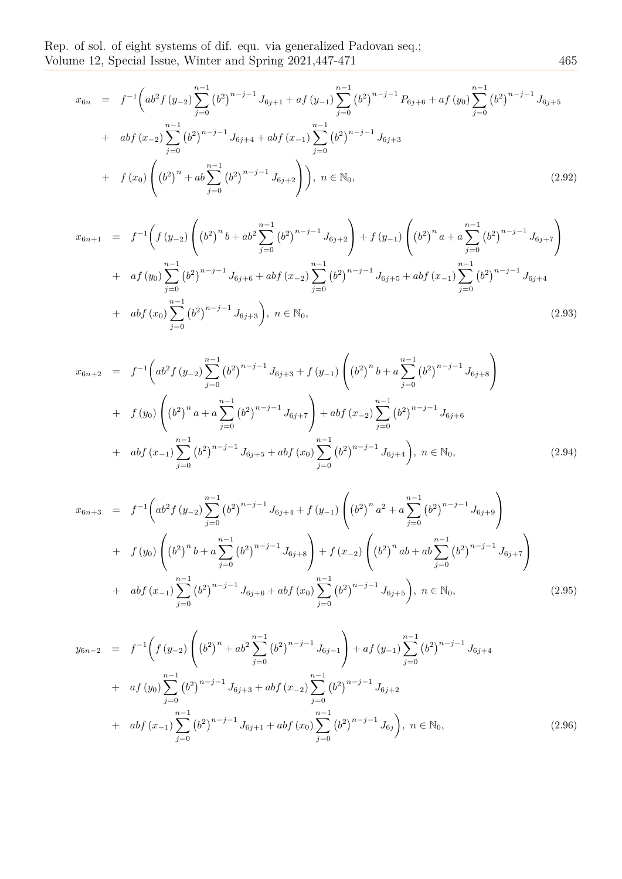$$
\begin{aligned}
x_{6n} &= f^{-1}\bigg(ab^2 f(y_{-2})\sum_{j=0}^{n-1}\left(b^2\right)^{n-j-1}J_{6j+1} + af(y_{-1})\sum_{j=0}^{n-1}\left(b^2\right)^{n-j-1}P_{6j+6} + af(y_0)\sum_{j=0}^{n-1}\left(b^2\right)^{n-j-1}J_{6j+5} \\
&+ abf(x_{-2})\sum_{j=0}^{n-1}\left(b^2\right)^{n-j-1}J_{6j+4} + abf(x_{-1})\sum_{j=0}^{n-1}\left(b^2\right)^{n-j-1}J_{6j+3} \\
&+ f(x_0)\left(\left(b^2\right)^n + ab\sum_{j=0}^{n-1}\left(b^2\right)^{n-j-1}J_{6j+2}\right)\bigg),\ n\in\mathbb{N}_0,
\end{aligned} \tag{2.92}
$$

$$
\begin{aligned}
x_{6n+1} &= f^{-1}\bigg(f(y_{-2})\left(\left(b^2\right)^n b + ab^2\sum_{j=0}^{n-1}\left(b^2\right)^{n-j-1}J_{6j+2}\right) + f(y_{-1})\left(\left(b^2\right)^n a + a\sum_{j=0}^{n-1}\left(b^2\right)^{n-j-1}J_{6j+7}\right) \\
&+ af(y_0)\sum_{j=0}^{n-1}\left(b^2\right)^{n-j-1}J_{6j+6} + abf(x_{-2})\sum_{j=0}^{n-1}\left(b^2\right)^{n-j-1}J_{6j+5} + abf(x_{-1})\sum_{j=0}^{n-1}\left(b^2\right)^{n-j-1}J_{6j+4} \\
&+ abf(x_0)\sum_{j=0}^{n-1}\left(b^2\right)^{n-j-1}J_{6j+3}\bigg),\ n\in\mathbb{N}_0,
\end{aligned} \tag{2.93}
$$

$$
\begin{aligned}
x_{6n+2} &= f^{-1}\bigg(ab^2 f(y_{-2})\sum_{j=0}^{n-1}\left(b^2\right)^{n-j-1}J_{6j+3} + f(y_{-1})\left(\left(b^2\right)^n b + a\sum_{j=0}^{n-1}\left(b^2\right)^{n-j-1}J_{6j+8}\right) \\
&+ f(y_0)\left(\left(b^2\right)^n a + a\sum_{j=0}^{n-1}\left(b^2\right)^{n-j-1}J_{6j+7}\right) + abf(x_{-2})\sum_{j=0}^{n-1}\left(b^2\right)^{n-j-1}J_{6j+6} \\
&+ abf(x_{-1})\sum_{j=0}^{n-1}\left(b^2\right)^{n-j-1}J_{6j+5} + abf(x_0)\sum_{j=0}^{n-1}\left(b^2\right)^{n-j-1}J_{6j+4}\bigg),\ n\in\mathbb{N}_0,
\end{aligned} \tag{2.94}
$$

$$
\begin{aligned}
x_{6n+3} &= f^{-1}\bigg(ab^2 f(y_{-2})\sum_{j=0}^{n-1}\left(b^2\right)^{n-j-1}J_{6j+4} + f(y_{-1})\left(\left(b^2\right)^n a^2 + a\sum_{j=0}^{n-1}\left(b^2\right)^{n-j-1}J_{6j+9}\right) \\
&+ f(y_0)\left(\left(b^2\right)^n b + a\sum_{j=0}^{n-1}\left(b^2\right)^{n-j-1}J_{6j+8}\right) + f(x_{-2})\left(\left(b^2\right)^n ab + ab\sum_{j=0}^{n-1}\left(b^2\right)^{n-j-1}J_{6j+7}\right) \\
&+ abf(x_{-1})\sum_{j=0}^{n-1}\left(b^2\right)^{n-j-1}J_{6j+6} + abf(x_0)\sum_{j=0}^{n-1}\left(b^2\right)^{n-j-1}J_{6j+5}\bigg),\ n\in\mathbb{N}_0,
\end{aligned} \tag{2.95}
$$

$$
\begin{aligned}
y_{6n-2} &= f^{-1}\bigg(f(y_{-2})\left(\left(b^2\right)^n + ab^2\sum_{j=0}^{n-1}\left(b^2\right)^{n-j-1}J_{6j-1}\right) + af(y_{-1})\sum_{j=0}^{n-1}\left(b^2\right)^{n-j-1}J_{6j+4} \\
&+ af(y_0)\sum_{j=0}^{n-1}\left(b^2\right)^{n-j-1}J_{6j+3} + abf(x_{-2})\sum_{j=0}^{n-1}\left(b^2\right)^{n-j-1}J_{6j+2} \\
&+ abf(x_{-1})\sum_{j=0}^{n-1}\left(b^2\right)^{n-j-1}J_{6j+1} + abf(x_0)\sum_{j=0}^{n-1}\left(b^2\right)^{n-j-1}J_{6j}\bigg),\ n\in\mathbb{N}_0,
\end{aligned} \tag{2.96}
$$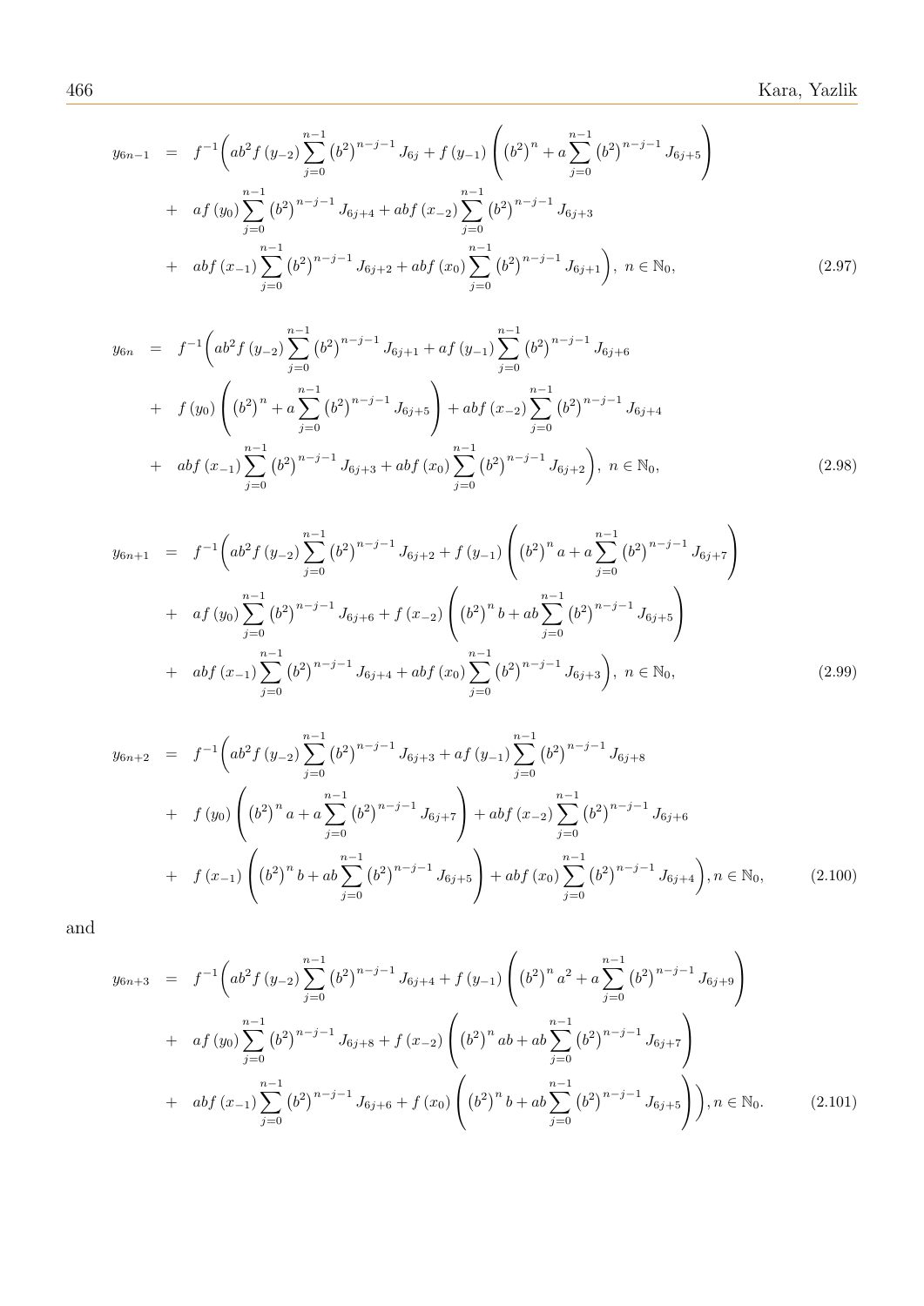$$
\begin{aligned}
y_{6n-1} = \ & f^{-1}\Bigg( ab^2 f(y_{-2}) \sum_{j=0}^{n-1} \left(b^2\right)^{n-j-1} J_{6j} + f(y_{-1}) \left( \left(b^2\right)^n + a \sum_{j=0}^{n-1} \left(b^2\right)^{n-j-1} J_{6j+5} \right) \\
& + \ af(y_0) \sum_{j=0}^{n-1} \left(b^2\right)^{n-j-1} J_{6j+4} + abf(x_{-2}) \sum_{j=0}^{n-1} \left(b^2\right)^{n-j-1} J_{6j+3} \\
& + \ abf(x_{-1}) \sum_{j=0}^{n-1} \left(b^2\right)^{n-j-1} J_{6j+2} + abf(x_0) \sum_{j=0}^{n-1} \left(b^2\right)^{n-j-1} J_{6j+1} \Bigg), \ n \in \mathbb{N}_0,
\end{aligned} \tag{2.97}
$$

$$
\begin{aligned}
y_{6n} = \ & f^{-1}\Bigg( ab^2 f(y_{-2}) \sum_{j=0}^{n-1} \left(b^2\right)^{n-j-1} J_{6j+1} + af(y_{-1}) \sum_{j=0}^{n-1} \left(b^2\right)^{n-j-1} J_{6j+6} \\
& + \ f(y_0) \left( \left(b^2\right)^n + a \sum_{j=0}^{n-1} \left(b^2\right)^{n-j-1} J_{6j+5} \right) + abf(x_{-2}) \sum_{j=0}^{n-1} \left(b^2\right)^{n-j-1} J_{6j+4} \\
& + \ abf(x_{-1}) \sum_{j=0}^{n-1} \left(b^2\right)^{n-j-1} J_{6j+3} + abf(x_0) \sum_{j=0}^{n-1} \left(b^2\right)^{n-j-1} J_{6j+2} \Bigg), \ n \in \mathbb{N}_0,
\end{aligned} \tag{2.98}
$$

$$
\begin{aligned}
y_{6n+1} = \ & f^{-1}\Bigg( ab^2 f(y_{-2}) \sum_{j=0}^{n-1} \left(b^2\right)^{n-j-1} J_{6j+2} + f(y_{-1}) \left( \left(b^2\right)^n a + a \sum_{j=0}^{n-1} \left(b^2\right)^{n-j-1} J_{6j+7} \right) \\
& + \ af(y_0) \sum_{j=0}^{n-1} \left(b^2\right)^{n-j-1} J_{6j+6} + f(x_{-2}) \left( \left(b^2\right)^n b + ab \sum_{j=0}^{n-1} \left(b^2\right)^{n-j-1} J_{6j+5} \right) \\
& + \ abf(x_{-1}) \sum_{j=0}^{n-1} \left(b^2\right)^{n-j-1} J_{6j+4} + abf(x_0) \sum_{j=0}^{n-1} \left(b^2\right)^{n-j-1} J_{6j+3} \Bigg), \ n \in \mathbb{N}_0,
\end{aligned} \tag{2.99}
$$

$$
\begin{aligned}
y_{6n+2} = \ & f^{-1}\Bigg( ab^2 f(y_{-2}) \sum_{j=0}^{n-1} \left(b^2\right)^{n-j-1} J_{6j+3} + af(y_{-1}) \sum_{j=0}^{n-1} \left(b^2\right)^{n-j-1} J_{6j+8} \\
& + \ f(y_0) \left( \left(b^2\right)^n a + a \sum_{j=0}^{n-1} \left(b^2\right)^{n-j-1} J_{6j+7} \right) + abf(x_{-2}) \sum_{j=0}^{n-1} \left(b^2\right)^{n-j-1} J_{6j+6} \\
& + \ f(x_{-1}) \left( \left(b^2\right)^n b + ab \sum_{j=0}^{n-1} \left(b^2\right)^{n-j-1} J_{6j+5} \right) + abf(x_0) \sum_{j=0}^{n-1} \left(b^2\right)^{n-j-1} J_{6j+4} \Bigg), n \in \mathbb{N}_0,
\end{aligned} \tag{2.100}
$$

and

$$
\begin{aligned}
y_{6n+3} = \ & f^{-1}\Bigg( ab^2 f(y_{-2}) \sum_{j=0}^{n-1} \left(b^2\right)^{n-j-1} J_{6j+4} + f(y_{-1}) \left( \left(b^2\right)^n a^2 + a \sum_{j=0}^{n-1} \left(b^2\right)^{n-j-1} J_{6j+9} \right) \\
& + \ af(y_0) \sum_{j=0}^{n-1} \left(b^2\right)^{n-j-1} J_{6j+8} + f(x_{-2}) \left( \left(b^2\right)^n ab + ab \sum_{j=0}^{n-1} \left(b^2\right)^{n-j-1} J_{6j+7} \right) \\
& + \ abf(x_{-1}) \sum_{j=0}^{n-1} \left(b^2\right)^{n-j-1} J_{6j+6} + f(x_0) \left( \left(b^2\right)^n b + ab \sum_{j=0}^{n-1} \left(b^2\right)^{n-j-1} J_{6j+5} \right) \Bigg), n \in \mathbb{N}_0.
\end{aligned} \tag{2.101}
$$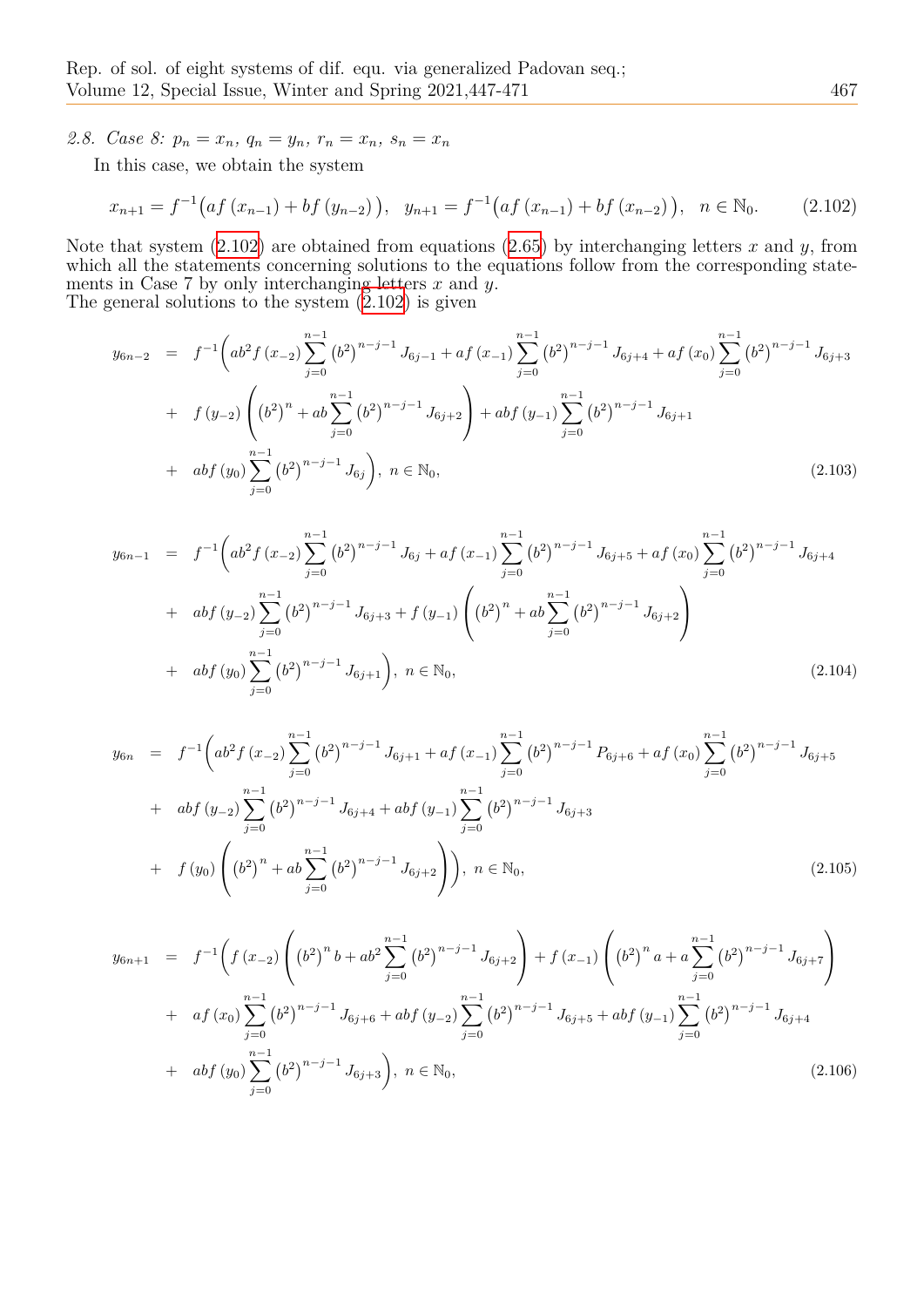*2.8. Case 8: $p_n = x_n$, $q_n = y_n$, $r_n = x_n$, $s_n = x_n$*

In this case, we obtain the system

$$x_{n+1} = f^{-1}\big(af(x_{n-1}) + bf(y_{n-2})\big), \quad y_{n+1} = f^{-1}\big(af(x_{n-1}) + bf(x_{n-2})\big), \quad n \in \mathbb{N}_0. \tag{2.102}$$

Note that system (2.102) are obtained from equations (2.65) by interchanging letters $x$ and $y$, from which all the statements concerning solutions to the equations follow from the corresponding statements in Case 7 by only interchanging letters $x$ and $y$.
The general solutions to the system (2.102) is given

$$\begin{aligned}
y_{6n-2} &= f^{-1}\Bigg(ab^2 f(x_{-2}) \sum_{j=0}^{n-1} \left(b^2\right)^{n-j-1} J_{6j-1} + af(x_{-1}) \sum_{j=0}^{n-1} \left(b^2\right)^{n-j-1} J_{6j+4} + af(x_0) \sum_{j=0}^{n-1} \left(b^2\right)^{n-j-1} J_{6j+3} \\
&+ f(y_{-2}) \left( \left(b^2\right)^n + ab \sum_{j=0}^{n-1} \left(b^2\right)^{n-j-1} J_{6j+2} \right) + abf(y_{-1}) \sum_{j=0}^{n-1} \left(b^2\right)^{n-j-1} J_{6j+1} \\
&+ abf(y_0) \sum_{j=0}^{n-1} \left(b^2\right)^{n-j-1} J_{6j} \Bigg), \ n \in \mathbb{N}_0,
\end{aligned} \tag{2.103}$$

$$\begin{aligned}
y_{6n-1} &= f^{-1}\Bigg(ab^2 f(x_{-2}) \sum_{j=0}^{n-1} \left(b^2\right)^{n-j-1} J_{6j} + af(x_{-1}) \sum_{j=0}^{n-1} \left(b^2\right)^{n-j-1} J_{6j+5} + af(x_0) \sum_{j=0}^{n-1} \left(b^2\right)^{n-j-1} J_{6j+4} \\
&+ abf(y_{-2}) \sum_{j=0}^{n-1} \left(b^2\right)^{n-j-1} J_{6j+3} + f(y_{-1}) \left( \left(b^2\right)^n + ab \sum_{j=0}^{n-1} \left(b^2\right)^{n-j-1} J_{6j+2} \right) \\
&+ abf(y_0) \sum_{j=0}^{n-1} \left(b^2\right)^{n-j-1} J_{6j+1} \Bigg), \ n \in \mathbb{N}_0,
\end{aligned} \tag{2.104}$$

$$\begin{aligned}
y_{6n} &= f^{-1}\Bigg(ab^2 f(x_{-2}) \sum_{j=0}^{n-1} \left(b^2\right)^{n-j-1} J_{6j+1} + af(x_{-1}) \sum_{j=0}^{n-1} \left(b^2\right)^{n-j-1} P_{6j+6} + af(x_0) \sum_{j=0}^{n-1} \left(b^2\right)^{n-j-1} J_{6j+5} \\
&+ abf(y_{-2}) \sum_{j=0}^{n-1} \left(b^2\right)^{n-j-1} J_{6j+4} + abf(y_{-1}) \sum_{j=0}^{n-1} \left(b^2\right)^{n-j-1} J_{6j+3} \\
&+ f(y_0) \left( \left(b^2\right)^n + ab \sum_{j=0}^{n-1} \left(b^2\right)^{n-j-1} J_{6j+2} \right) \Bigg), \ n \in \mathbb{N}_0,
\end{aligned} \tag{2.105}$$

$$\begin{aligned}
y_{6n+1} &= f^{-1}\Bigg(f(x_{-2}) \left( \left(b^2\right)^n b + ab^2 \sum_{j=0}^{n-1} \left(b^2\right)^{n-j-1} J_{6j+2} \right) + f(x_{-1}) \left( \left(b^2\right)^n a + a \sum_{j=0}^{n-1} \left(b^2\right)^{n-j-1} J_{6j+7} \right) \\
&+ af(x_0) \sum_{j=0}^{n-1} \left(b^2\right)^{n-j-1} J_{6j+6} + abf(y_{-2}) \sum_{j=0}^{n-1} \left(b^2\right)^{n-j-1} J_{6j+5} + abf(y_{-1}) \sum_{j=0}^{n-1} \left(b^2\right)^{n-j-1} J_{6j+4} \\
&+ abf(y_0) \sum_{j=0}^{n-1} \left(b^2\right)^{n-j-1} J_{6j+3} \Bigg), \ n \in \mathbb{N}_0,
\end{aligned} \tag{2.106}$$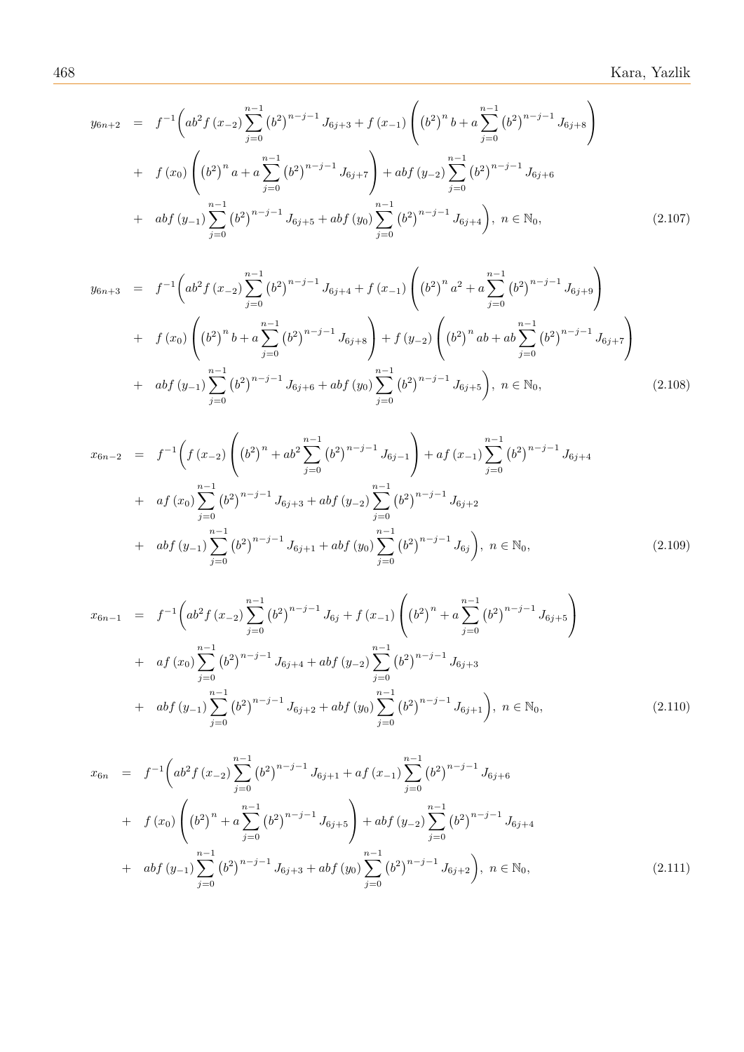$$
\begin{aligned}
y_{6n+2} &= f^{-1}\Bigg( ab^2 f(x_{-2}) \sum_{j=0}^{n-1} \left(b^2\right)^{n-j-1} J_{6j+3} + f(x_{-1}) \left( \left(b^2\right)^n b + a \sum_{j=0}^{n-1} \left(b^2\right)^{n-j-1} J_{6j+8} \right) \\
&+ f(x_0) \left( \left(b^2\right)^n a + a \sum_{j=0}^{n-1} \left(b^2\right)^{n-j-1} J_{6j+7} \right) + abf(y_{-2}) \sum_{j=0}^{n-1} \left(b^2\right)^{n-j-1} J_{6j+6} \\
&+ abf(y_{-1}) \sum_{j=0}^{n-1} \left(b^2\right)^{n-j-1} J_{6j+5} + abf(y_0) \sum_{j=0}^{n-1} \left(b^2\right)^{n-j-1} J_{6j+4} \Bigg), \ n \in \mathbb{N}_0, \qquad (2.107)
\end{aligned}
$$

$$
\begin{aligned}
y_{6n+3} &= f^{-1}\Bigg( ab^2 f(x_{-2}) \sum_{j=0}^{n-1} \left(b^2\right)^{n-j-1} J_{6j+4} + f(x_{-1}) \left( \left(b^2\right)^n a^2 + a \sum_{j=0}^{n-1} \left(b^2\right)^{n-j-1} J_{6j+9} \right) \\
&+ f(x_0) \left( \left(b^2\right)^n b + a \sum_{j=0}^{n-1} \left(b^2\right)^{n-j-1} J_{6j+8} \right) + f(y_{-2}) \left( \left(b^2\right)^n ab + ab \sum_{j=0}^{n-1} \left(b^2\right)^{n-j-1} J_{6j+7} \right) \\
&+ abf(y_{-1}) \sum_{j=0}^{n-1} \left(b^2\right)^{n-j-1} J_{6j+6} + abf(y_0) \sum_{j=0}^{n-1} \left(b^2\right)^{n-j-1} J_{6j+5} \Bigg), \ n \in \mathbb{N}_0, \qquad (2.108)
\end{aligned}
$$

$$
\begin{aligned}
x_{6n-2} &= f^{-1}\Bigg( f(x_{-2}) \left( \left(b^2\right)^n + ab^2 \sum_{j=0}^{n-1} \left(b^2\right)^{n-j-1} J_{6j-1} \right) + af(x_{-1}) \sum_{j=0}^{n-1} \left(b^2\right)^{n-j-1} J_{6j+4} \\
&+ af(x_0) \sum_{j=0}^{n-1} \left(b^2\right)^{n-j-1} J_{6j+3} + abf(y_{-2}) \sum_{j=0}^{n-1} \left(b^2\right)^{n-j-1} J_{6j+2} \\
&+ abf(y_{-1}) \sum_{j=0}^{n-1} \left(b^2\right)^{n-j-1} J_{6j+1} + abf(y_0) \sum_{j=0}^{n-1} \left(b^2\right)^{n-j-1} J_{6j} \Bigg), \ n \in \mathbb{N}_0, \qquad (2.109)
\end{aligned}
$$

$$
\begin{aligned}
x_{6n-1} &= f^{-1}\Bigg( ab^2 f(x_{-2}) \sum_{j=0}^{n-1} \left(b^2\right)^{n-j-1} J_{6j} + f(x_{-1}) \left( \left(b^2\right)^n + a \sum_{j=0}^{n-1} \left(b^2\right)^{n-j-1} J_{6j+5} \right) \\
&+ af(x_0) \sum_{j=0}^{n-1} \left(b^2\right)^{n-j-1} J_{6j+4} + abf(y_{-2}) \sum_{j=0}^{n-1} \left(b^2\right)^{n-j-1} J_{6j+3} \\
&+ abf(y_{-1}) \sum_{j=0}^{n-1} \left(b^2\right)^{n-j-1} J_{6j+2} + abf(y_0) \sum_{j=0}^{n-1} \left(b^2\right)^{n-j-1} J_{6j+1} \Bigg), \ n \in \mathbb{N}_0, \qquad (2.110)
\end{aligned}
$$

$$
\begin{aligned}
x_{6n} &= f^{-1}\Bigg( ab^2 f(x_{-2}) \sum_{j=0}^{n-1} \left(b^2\right)^{n-j-1} J_{6j+1} + af(x_{-1}) \sum_{j=0}^{n-1} \left(b^2\right)^{n-j-1} J_{6j+6} \\
&+ f(x_0) \left( \left(b^2\right)^n + a \sum_{j=0}^{n-1} \left(b^2\right)^{n-j-1} J_{6j+5} \right) + abf(y_{-2}) \sum_{j=0}^{n-1} \left(b^2\right)^{n-j-1} J_{6j+4} \\
&+ abf(y_{-1}) \sum_{j=0}^{n-1} \left(b^2\right)^{n-j-1} J_{6j+3} + abf(y_0) \sum_{j=0}^{n-1} \left(b^2\right)^{n-j-1} J_{6j+2} \Bigg), \ n \in \mathbb{N}_0, \qquad (2.111)
\end{aligned}
$$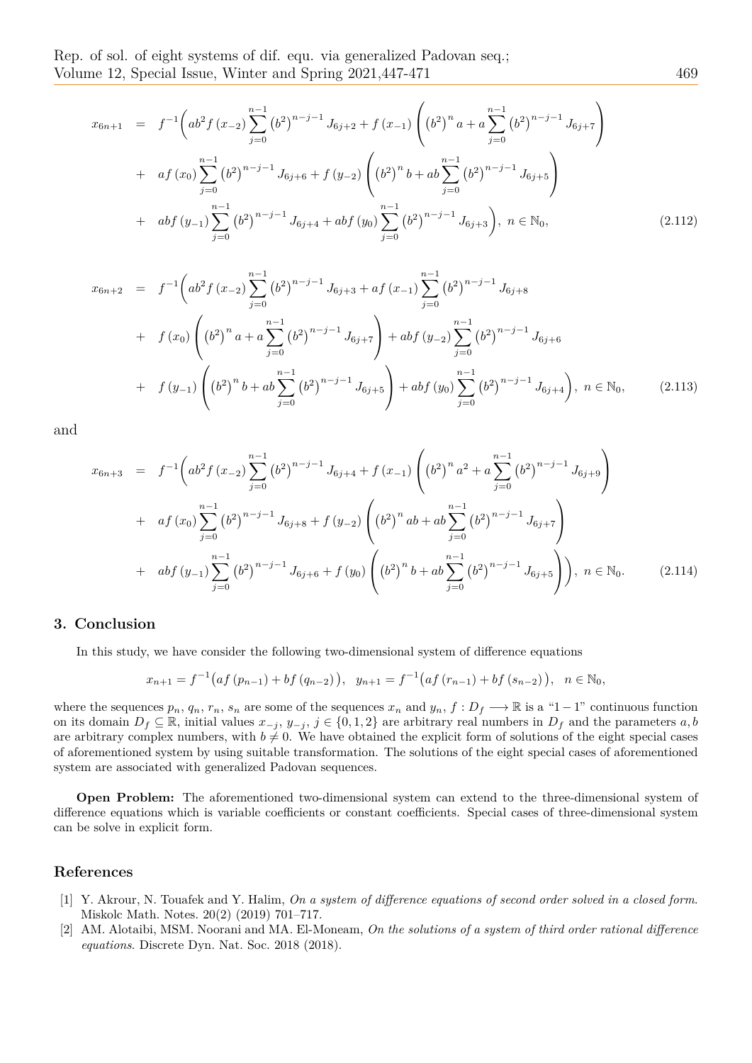$$
\begin{aligned}
x_{6n+1} &= f^{-1}\bigg( ab^2 f(x_{-2}) \sum_{j=0}^{n-1} \left(b^2\right)^{n-j-1} J_{6j+2} + f(x_{-1}) \left( \left(b^2\right)^n a + a \sum_{j=0}^{n-1} \left(b^2\right)^{n-j-1} J_{6j+7} \right) \\
&+ af(x_0) \sum_{j=0}^{n-1} \left(b^2\right)^{n-j-1} J_{6j+6} + f(y_{-2}) \left( \left(b^2\right)^n b + ab \sum_{j=0}^{n-1} \left(b^2\right)^{n-j-1} J_{6j+5} \right) \\
&+ abf(y_{-1}) \sum_{j=0}^{n-1} \left(b^2\right)^{n-j-1} J_{6j+4} + abf(y_0) \sum_{j=0}^{n-1} \left(b^2\right)^{n-j-1} J_{6j+3} \bigg), \ n \in \mathbb{N}_0, \qquad (2.112)
\end{aligned}
$$

$$
\begin{aligned}
x_{6n+2} &= f^{-1}\bigg( ab^2 f(x_{-2}) \sum_{j=0}^{n-1} \left(b^2\right)^{n-j-1} J_{6j+3} + af(x_{-1}) \sum_{j=0}^{n-1} \left(b^2\right)^{n-j-1} J_{6j+8} \\
&+ f(x_0) \left( \left(b^2\right)^n a + a \sum_{j=0}^{n-1} \left(b^2\right)^{n-j-1} J_{6j+7} \right) + abf(y_{-2}) \sum_{j=0}^{n-1} \left(b^2\right)^{n-j-1} J_{6j+6} \\
&+ f(y_{-1}) \left( \left(b^2\right)^n b + ab \sum_{j=0}^{n-1} \left(b^2\right)^{n-j-1} J_{6j+5} \right) + abf(y_0) \sum_{j=0}^{n-1} \left(b^2\right)^{n-j-1} J_{6j+4} \bigg), \ n \in \mathbb{N}_0, \qquad (2.113)
\end{aligned}
$$

and

$$
\begin{aligned}
x_{6n+3} &= f^{-1}\bigg( ab^2 f(x_{-2}) \sum_{j=0}^{n-1} \left(b^2\right)^{n-j-1} J_{6j+4} + f(x_{-1}) \left( \left(b^2\right)^n a^2 + a \sum_{j=0}^{n-1} \left(b^2\right)^{n-j-1} J_{6j+9} \right) \\
&+ af(x_0) \sum_{j=0}^{n-1} \left(b^2\right)^{n-j-1} J_{6j+8} + f(y_{-2}) \left( \left(b^2\right)^n ab + ab \sum_{j=0}^{n-1} \left(b^2\right)^{n-j-1} J_{6j+7} \right) \\
&+ abf(y_{-1}) \sum_{j=0}^{n-1} \left(b^2\right)^{n-j-1} J_{6j+6} + f(y_0) \left( \left(b^2\right)^n b + ab \sum_{j=0}^{n-1} \left(b^2\right)^{n-j-1} J_{6j+5} \right) \bigg), \ n \in \mathbb{N}_0. \qquad (2.114)
\end{aligned}
$$

## 3. Conclusion

In this study, we have consider the following two-dimensional system of difference equations

$$
x_{n+1} = f^{-1}\big(af(p_{n-1}) + bf(q_{n-2})\big), \quad y_{n+1} = f^{-1}\big(af(r_{n-1}) + bf(s_{n-2})\big), \quad n \in \mathbb{N}_0,
$$

where the sequences $p_n$, $q_n$, $r_n$, $s_n$ are some of the sequences $x_n$ and $y_n$, $f : D_f \longrightarrow \mathbb{R}$ is a "$1-1$" continuous function on its domain $D_f \subseteq \mathbb{R}$, initial values $x_{-j}$, $y_{-j}$, $j \in \{0, 1, 2\}$ are arbitrary real numbers in $D_f$ and the parameters $a, b$ are arbitrary complex numbers, with $b \neq 0$. We have obtained the explicit form of solutions of the eight special cases of aforementioned system by using suitable transformation. The solutions of the eight special cases of aforementioned system are associated with generalized Padovan sequences.

**Open Problem:** The aforementioned two-dimensional system can extend to the three-dimensional system of difference equations which is variable coefficients or constant coefficients. Special cases of three-dimensional system can be solve in explicit form.

## References

[1] Y. Akrour, N. Touafek and Y. Halim, *On a system of difference equations of second order solved in a closed form*. Miskolc Math. Notes. 20(2) (2019) 701–717.

[2] AM. Alotaibi, MSM. Noorani and MA. El-Moneam, *On the solutions of a system of third order rational difference equations*. Discrete Dyn. Nat. Soc. 2018 (2018).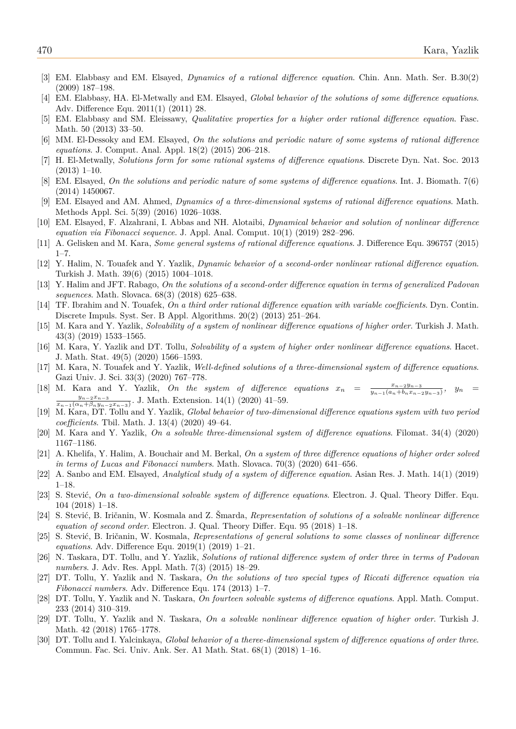[3] EM. Elabbasy and EM. Elsayed, *Dynamics of a rational difference equation*. Chin. Ann. Math. Ser. B.30(2) (2009) 187–198.

[4] EM. Elabbasy, HA. El-Metwally and EM. Elsayed, *Global behavior of the solutions of some difference equations*. Adv. Difference Equ. 2011(1) (2011) 28.

[5] EM. Elabbasy and SM. Eleissawy, *Qualitative properties for a higher order rational difference equation*. Fasc. Math. 50 (2013) 33–50.

[6] MM. El-Dessoky and EM. Elsayed, *On the solutions and periodic nature of some systems of rational difference equations*. J. Comput. Anal. Appl. 18(2) (2015) 206–218.

[7] H. El-Metwally, *Solutions form for some rational systems of difference equations*. Discrete Dyn. Nat. Soc. 2013 (2013) 1–10.

[8] EM. Elsayed, *On the solutions and periodic nature of some systems of difference equations*. Int. J. Biomath. 7(6) (2014) 1450067.

[9] EM. Elsayed and AM. Ahmed, *Dynamics of a three-dimensional systems of rational difference equations*. Math. Methods Appl. Sci. 5(39) (2016) 1026–1038.

[10] EM. Elsayed, F. Alzahrani, I. Abbas and NH. Alotaibi, *Dynamical behavior and solution of nonlinear difference equation via Fibonacci sequence*. J. Appl. Anal. Comput. 10(1) (2019) 282–296.

[11] A. Gelisken and M. Kara, *Some general systems of rational difference equations*. J. Difference Equ. 396757 (2015) 1–7.

[12] Y. Halim, N. Touafek and Y. Yazlik, *Dynamic behavior of a second-order nonlinear rational difference equation*. Turkish J. Math. 39(6) (2015) 1004–1018.

[13] Y. Halim and JFT. Rabago, *On the solutions of a second-order difference equation in terms of generalized Padovan sequences*. Math. Slovaca. 68(3) (2018) 625–638.

[14] TF. Ibrahim and N. Touafek, *On a third order rational difference equation with variable coefficients*. Dyn. Contin. Discrete Impuls. Syst. Ser. B Appl. Algorithms. 20(2) (2013) 251–264.

[15] M. Kara and Y. Yazlik, *Solvability of a system of nonlinear difference equations of higher order*. Turkish J. Math. 43(3) (2019) 1533–1565.

[16] M. Kara, Y. Yazlik and DT. Tollu, *Solvability of a system of higher order nonlinear difference equations*. Hacet. J. Math. Stat. 49(5) (2020) 1566–1593.

[17] M. Kara, N. Touafek and Y. Yazlik, *Well-defined solutions of a three-dimensional system of difference equations*. Gazi Univ. J. Sci. 33(3) (2020) 767–778.

[18] M. Kara and Y. Yazlik, *On the system of difference equations* $x_n = \frac{x_{n-2}y_{n-3}}{y_{n-1}(a_n+b_nx_{n-2}y_{n-3})}$, $y_n = \frac{y_{n-2}x_{n-3}}{x_{n-1}(\alpha_n+\beta_ny_{n-2}x_{n-3})}$. J. Math. Extension. 14(1) (2020) 41–59.

[19] M. Kara, DT. Tollu and Y. Yazlik, *Global behavior of two-dimensional difference equations system with two period coefficients*. Tbil. Math. J. 13(4) (2020) 49–64.

[20] M. Kara and Y. Yazlik, *On a solvable three-dimensional system of difference equations*. Filomat. 34(4) (2020) 1167–1186.

[21] A. Khelifa, Y. Halim, A. Bouchair and M. Berkal, *On a system of three difference equations of higher order solved in terms of Lucas and Fibonacci numbers*. Math. Slovaca. 70(3) (2020) 641–656.

[22] A. Sanbo and EM. Elsayed, *Analytical study of a system of difference equation*. Asian Res. J. Math. 14(1) (2019) 1–18.

[23] S. Stević, *On a two-dimensional solvable system of difference equations*. Electron. J. Qual. Theory Differ. Equ. 104 (2018) 1–18.

[24] S. Stević, B. Iričanin, W. Kosmala and Z. Šmarda, *Representation of solutions of a solvable nonlinear difference equation of second order*. Electron. J. Qual. Theory Differ. Equ. 95 (2018) 1–18.

[25] S. Stević, B. Iričanin, W. Kosmala, *Representations of general solutions to some classes of nonlinear difference equations*. Adv. Difference Equ. 2019(1) (2019) 1–21.

[26] N. Taskara, DT. Tollu, and Y. Yazlik, *Solutions of rational difference system of order three in terms of Padovan numbers*. J. Adv. Res. Appl. Math. 7(3) (2015) 18–29.

[27] DT. Tollu, Y. Yazlik and N. Taskara, *On the solutions of two special types of Riccati difference equation via Fibonacci numbers*. Adv. Difference Equ. 174 (2013) 1–7.

[28] DT. Tollu, Y. Yazlik and N. Taskara, *On fourteen solvable systems of difference equations*. Appl. Math. Comput. 233 (2014) 310–319.

[29] DT. Tollu, Y. Yazlik and N. Taskara, *On a solvable nonlinear difference equation of higher order*. Turkish J. Math. 42 (2018) 1765–1778.

[30] DT. Tollu and I. Yalcinkaya, *Global behavior of a theree-dimensional system of difference equations of order three*. Commun. Fac. Sci. Univ. Ank. Ser. A1 Math. Stat. 68(1) (2018) 1–16.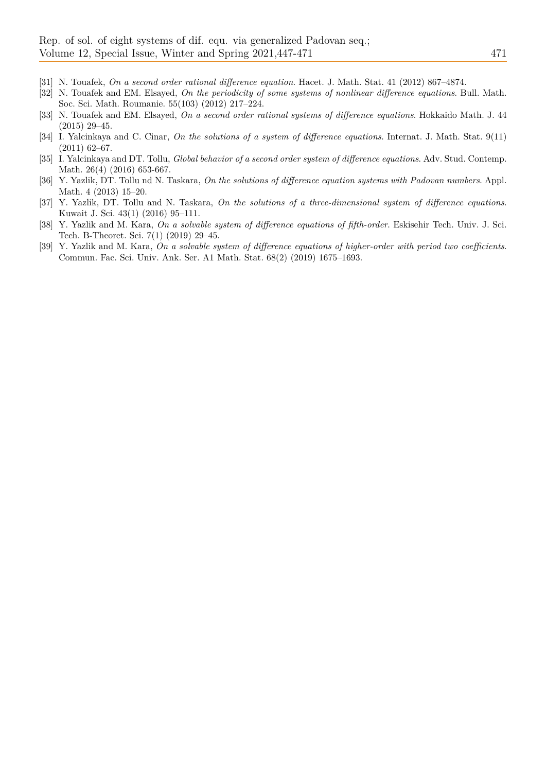[31] N. Touafek, *On a second order rational difference equation*. Hacet. J. Math. Stat. 41 (2012) 867–4874.

[32] N. Touafek and EM. Elsayed, *On the periodicity of some systems of nonlinear difference equations*. Bull. Math. Soc. Sci. Math. Roumanie. 55(103) (2012) 217–224.

[33] N. Touafek and EM. Elsayed, *On a second order rational systems of difference equations*. Hokkaido Math. J. 44 (2015) 29–45.

[34] I. Yalcinkaya and C. Cinar, *On the solutions of a system of difference equations*. Internat. J. Math. Stat. 9(11) (2011) 62–67.

[35] I. Yalcinkaya and DT. Tollu, *Global behavior of a second order system of difference equations*. Adv. Stud. Contemp. Math. 26(4) (2016) 653-667.

[36] Y. Yazlik, DT. Tollu nd N. Taskara, *On the solutions of difference equation systems with Padovan numbers*. Appl. Math. 4 (2013) 15–20.

[37] Y. Yazlik, DT. Tollu and N. Taskara, *On the solutions of a three-dimensional system of difference equations*. Kuwait J. Sci. 43(1) (2016) 95–111.

[38] Y. Yazlik and M. Kara, *On a solvable system of difference equations of fifth-order*. Eskisehir Tech. Univ. J. Sci. Tech. B-Theoret. Sci. 7(1) (2019) 29–45.

[39] Y. Yazlik and M. Kara, *On a solvable system of difference equations of higher-order with period two coefficients*. Commun. Fac. Sci. Univ. Ank. Ser. A1 Math. Stat. 68(2) (2019) 1675–1693.